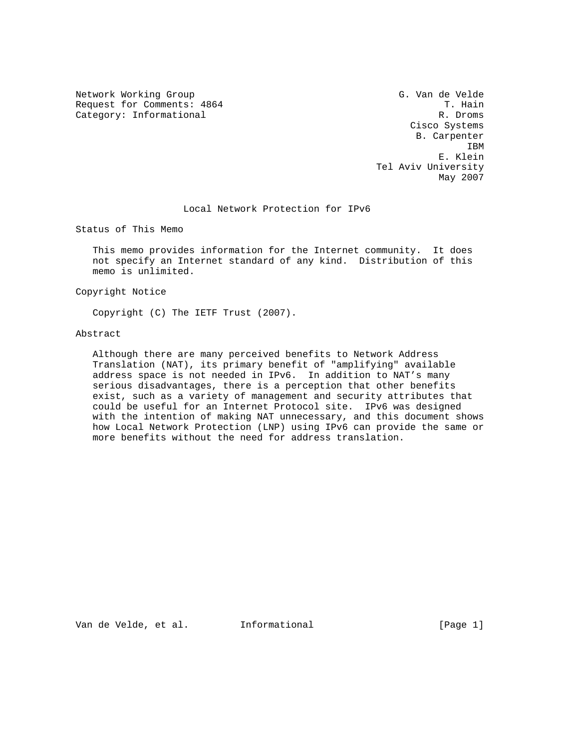Network Working Group
Request for Comments: 4864
Category: Informational

G. Van de Velde
T. Hain
R. Droms
Cisco Systems
B. Carpenter
IBM
E. Klein
Tel Aviv University
May 2007

# Local Network Protection for IPv6

## Status of This Memo

This memo provides information for the Internet community. It does not specify an Internet standard of any kind. Distribution of this memo is unlimited.

## Copyright Notice

Copyright (C) The IETF Trust (2007).

## Abstract

Although there are many perceived benefits to Network Address Translation (NAT), its primary benefit of "amplifying" available address space is not needed in IPv6. In addition to NAT's many serious disadvantages, there is a perception that other benefits exist, such as a variety of management and security attributes that could be useful for an Internet Protocol site. IPv6 was designed with the intention of making NAT unnecessary, and this document shows how Local Network Protection (LNP) using IPv6 can provide the same or more benefits without the need for address translation.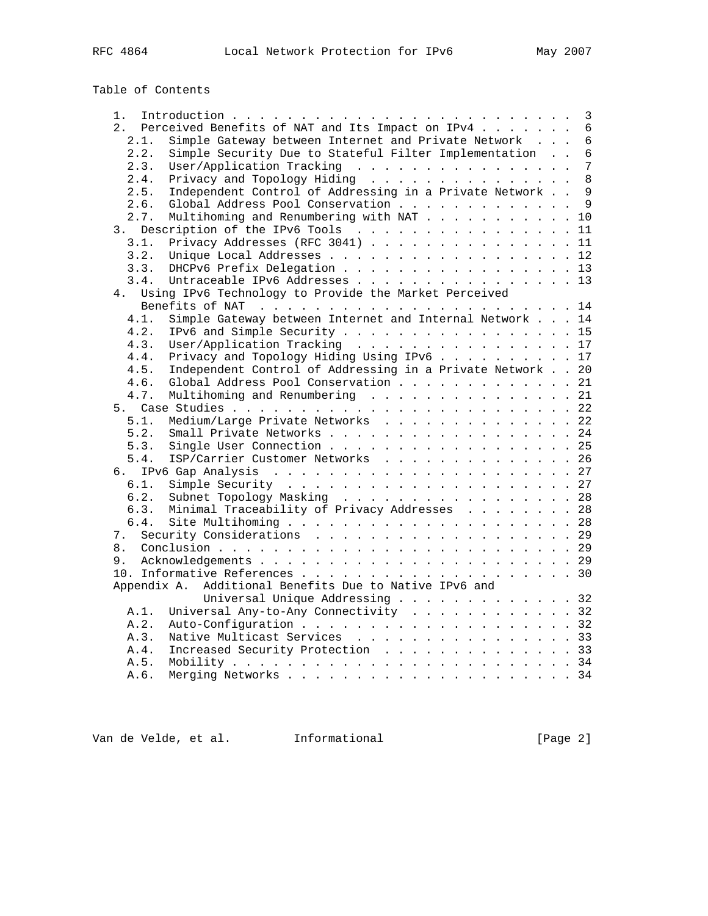## Table of Contents

```
   1.  Introduction . . . . . . . . . . . . . . . . . . . . . . . . .  3
   2.  Perceived Benefits of NAT and Its Impact on IPv4 . . . . . . .  6
     2.1.  Simple Gateway between Internet and Private Network  . . .  6
     2.2.  Simple Security Due to Stateful Filter Implementation  . .  6
     2.3.  User/Application Tracking  . . . . . . . . . . . . . . . .  7
     2.4.  Privacy and Topology Hiding  . . . . . . . . . . . . . . .  8
     2.5.  Independent Control of Addressing in a Private Network . .  9
     2.6.  Global Address Pool Conservation . . . . . . . . . . . . .  9
     2.7.  Multihoming and Renumbering with NAT . . . . . . . . . . . 10
   3.  Description of the IPv6 Tools  . . . . . . . . . . . . . . . . 11
     3.1.  Privacy Addresses (RFC 3041) . . . . . . . . . . . . . . . 11
     3.2.  Unique Local Addresses . . . . . . . . . . . . . . . . . . 12
     3.3.  DHCPv6 Prefix Delegation . . . . . . . . . . . . . . . . . 13
     3.4.  Untraceable IPv6 Addresses . . . . . . . . . . . . . . . . 13
   4.  Using IPv6 Technology to Provide the Market Perceived
       Benefits of NAT  . . . . . . . . . . . . . . . . . . . . . . . 14
     4.1.  Simple Gateway between Internet and Internal Network . . . 14
     4.2.  IPv6 and Simple Security . . . . . . . . . . . . . . . . . 15
     4.3.  User/Application Tracking  . . . . . . . . . . . . . . . . 17
     4.4.  Privacy and Topology Hiding Using IPv6 . . . . . . . . . . 17
     4.5.  Independent Control of Addressing in a Private Network . . 20
     4.6.  Global Address Pool Conservation . . . . . . . . . . . . . 21
     4.7.  Multihoming and Renumbering  . . . . . . . . . . . . . . . 21
   5.  Case Studies . . . . . . . . . . . . . . . . . . . . . . . . . 22
     5.1.  Medium/Large Private Networks  . . . . . . . . . . . . . . 22
     5.2.  Small Private Networks . . . . . . . . . . . . . . . . . . 24
     5.3.  Single User Connection . . . . . . . . . . . . . . . . . . 25
     5.4.  ISP/Carrier Customer Networks  . . . . . . . . . . . . . . 26
   6.  IPv6 Gap Analysis  . . . . . . . . . . . . . . . . . . . . . . 27
     6.1.  Simple Security  . . . . . . . . . . . . . . . . . . . . . 27
     6.2.  Subnet Topology Masking  . . . . . . . . . . . . . . . . . 28
     6.3.  Minimal Traceability of Privacy Addresses  . . . . . . . . 28
     6.4.  Site Multihoming . . . . . . . . . . . . . . . . . . . . . 28
   7.  Security Considerations  . . . . . . . . . . . . . . . . . . . 29
   8.  Conclusion . . . . . . . . . . . . . . . . . . . . . . . . . . 29
   9.  Acknowledgements . . . . . . . . . . . . . . . . . . . . . . . 29
   10. Informative References . . . . . . . . . . . . . . . . . . . . 30
   Appendix A.  Additional Benefits Due to Native IPv6 and
                Universal Unique Addressing . . . . . . . . . . . . . 32
     A.1.  Universal Any-to-Any Connectivity  . . . . . . . . . . . . 32
     A.2.  Auto-Configuration . . . . . . . . . . . . . . . . . . . . 32
     A.3.  Native Multicast Services  . . . . . . . . . . . . . . . . 33
     A.4.  Increased Security Protection  . . . . . . . . . . . . . . 33
     A.5.  Mobility . . . . . . . . . . . . . . . . . . . . . . . . . 34
     A.6.  Merging Networks . . . . . . . . . . . . . . . . . . . . . 34
```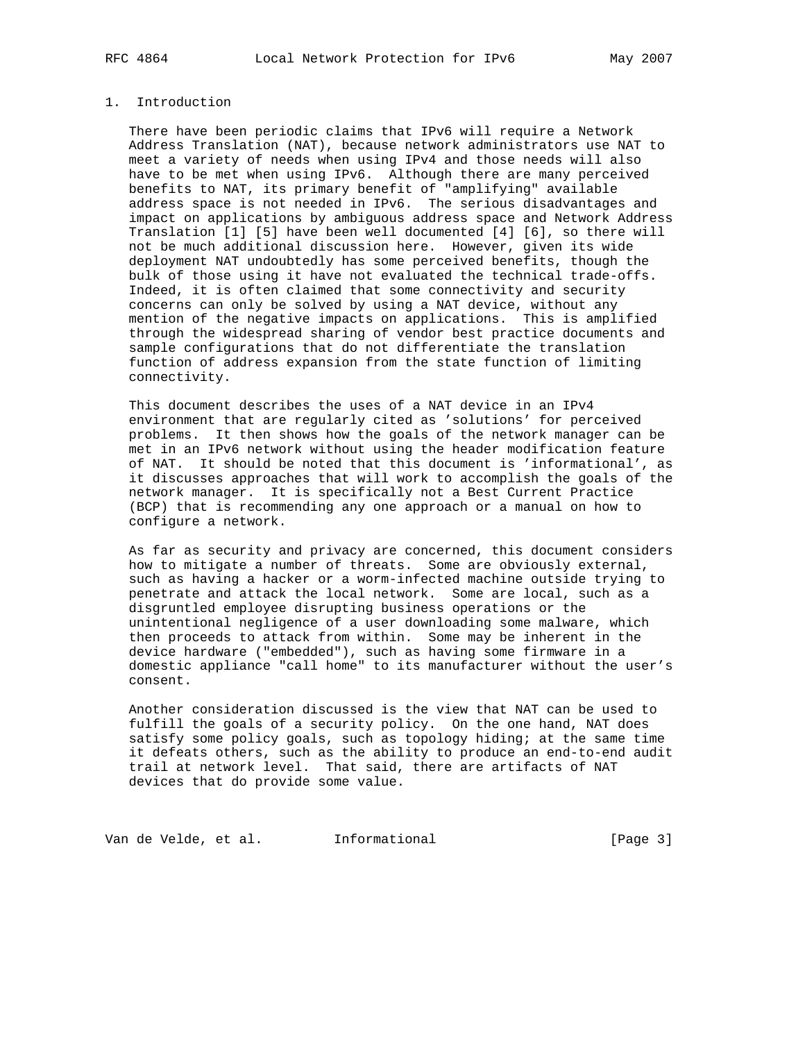## 1. Introduction

There have been periodic claims that IPv6 will require a Network Address Translation (NAT), because network administrators use NAT to meet a variety of needs when using IPv4 and those needs will also have to be met when using IPv6. Although there are many perceived benefits to NAT, its primary benefit of "amplifying" available address space is not needed in IPv6. The serious disadvantages and impact on applications by ambiguous address space and Network Address Translation [1] [5] have been well documented [4] [6], so there will not be much additional discussion here. However, given its wide deployment NAT undoubtedly has some perceived benefits, though the bulk of those using it have not evaluated the technical trade-offs. Indeed, it is often claimed that some connectivity and security concerns can only be solved by using a NAT device, without any mention of the negative impacts on applications. This is amplified through the widespread sharing of vendor best practice documents and sample configurations that do not differentiate the translation function of address expansion from the state function of limiting connectivity.

This document describes the uses of a NAT device in an IPv4 environment that are regularly cited as 'solutions' for perceived problems. It then shows how the goals of the network manager can be met in an IPv6 network without using the header modification feature of NAT. It should be noted that this document is 'informational', as it discusses approaches that will work to accomplish the goals of the network manager. It is specifically not a Best Current Practice (BCP) that is recommending any one approach or a manual on how to configure a network.

As far as security and privacy are concerned, this document considers how to mitigate a number of threats. Some are obviously external, such as having a hacker or a worm-infected machine outside trying to penetrate and attack the local network. Some are local, such as a disgruntled employee disrupting business operations or the unintentional negligence of a user downloading some malware, which then proceeds to attack from within. Some may be inherent in the device hardware ("embedded"), such as having some firmware in a domestic appliance "call home" to its manufacturer without the user's consent.

Another consideration discussed is the view that NAT can be used to fulfill the goals of a security policy. On the one hand, NAT does satisfy some policy goals, such as topology hiding; at the same time it defeats others, such as the ability to produce an end-to-end audit trail at network level. That said, there are artifacts of NAT devices that do provide some value.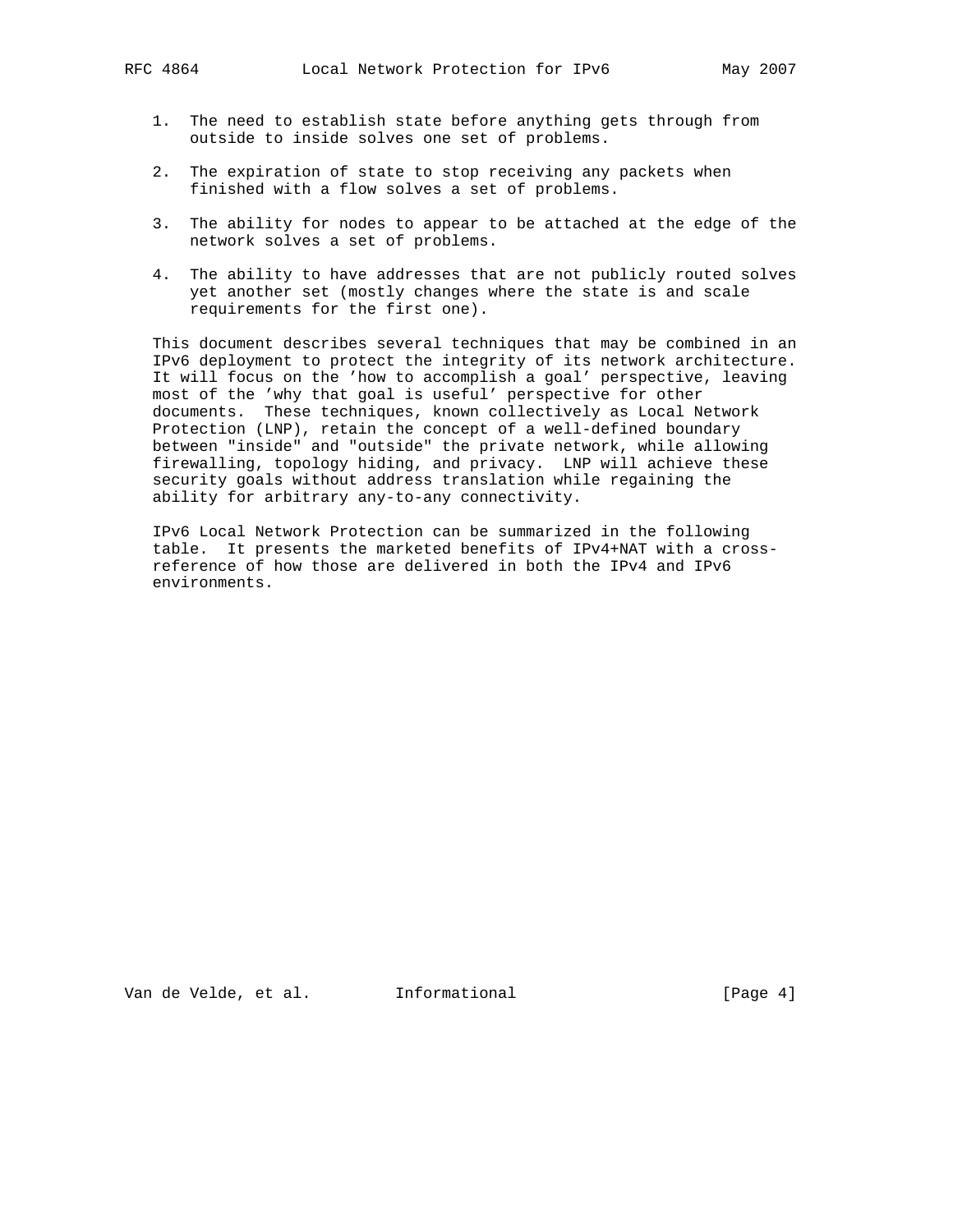1. The need to establish state before anything gets through from outside to inside solves one set of problems.

2. The expiration of state to stop receiving any packets when finished with a flow solves a set of problems.

3. The ability for nodes to appear to be attached at the edge of the network solves a set of problems.

4. The ability to have addresses that are not publicly routed solves yet another set (mostly changes where the state is and scale requirements for the first one).

This document describes several techniques that may be combined in an IPv6 deployment to protect the integrity of its network architecture. It will focus on the 'how to accomplish a goal' perspective, leaving most of the 'why that goal is useful' perspective for other documents. These techniques, known collectively as Local Network Protection (LNP), retain the concept of a well-defined boundary between "inside" and "outside" the private network, while allowing firewalling, topology hiding, and privacy. LNP will achieve these security goals without address translation while regaining the ability for arbitrary any-to-any connectivity.

IPv6 Local Network Protection can be summarized in the following table. It presents the marketed benefits of IPv4+NAT with a cross-reference of how those are delivered in both the IPv4 and IPv6 environments.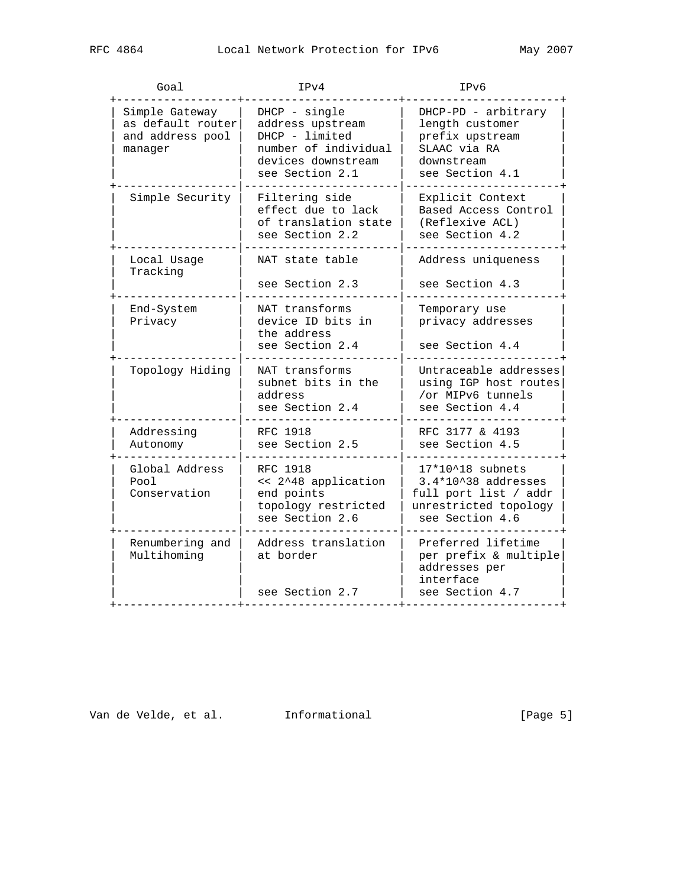| Goal | IPv4 | IPv6 |
|---|---|---|
| Simple Gateway as default router and address pool manager | DHCP - single address upstream DHCP - limited number of individual devices downstream see Section 2.1 | DHCP-PD - arbitrary length customer prefix upstream SLAAC via RA downstream see Section 4.1 |
| Simple Security | Filtering side effect due to lack of translation state see Section 2.2 | Explicit Context Based Access Control (Reflexive ACL) see Section 4.2 |
| Local Usage Tracking | NAT state table see Section 2.3 | Address uniqueness see Section 4.3 |
| End-System Privacy | NAT transforms device ID bits in the address see Section 2.4 | Temporary use privacy addresses see Section 4.4 |
| Topology Hiding | NAT transforms subnet bits in the address see Section 2.4 | Untraceable addresses using IGP host routes /or MIPv6 tunnels see Section 4.4 |
| Addressing Autonomy | RFC 1918 see Section 2.5 | RFC 3177 & 4193 see Section 4.5 |
| Global Address Pool Conservation | RFC 1918 << 2^48 application end points topology restricted see Section 2.6 | 17*10^18 subnets 3.4*10^38 addresses full port list / addr unrestricted topology see Section 4.6 |
| Renumbering and Multihoming | Address translation at border see Section 2.7 | Preferred lifetime per prefix & multiple addresses per interface see Section 4.7 |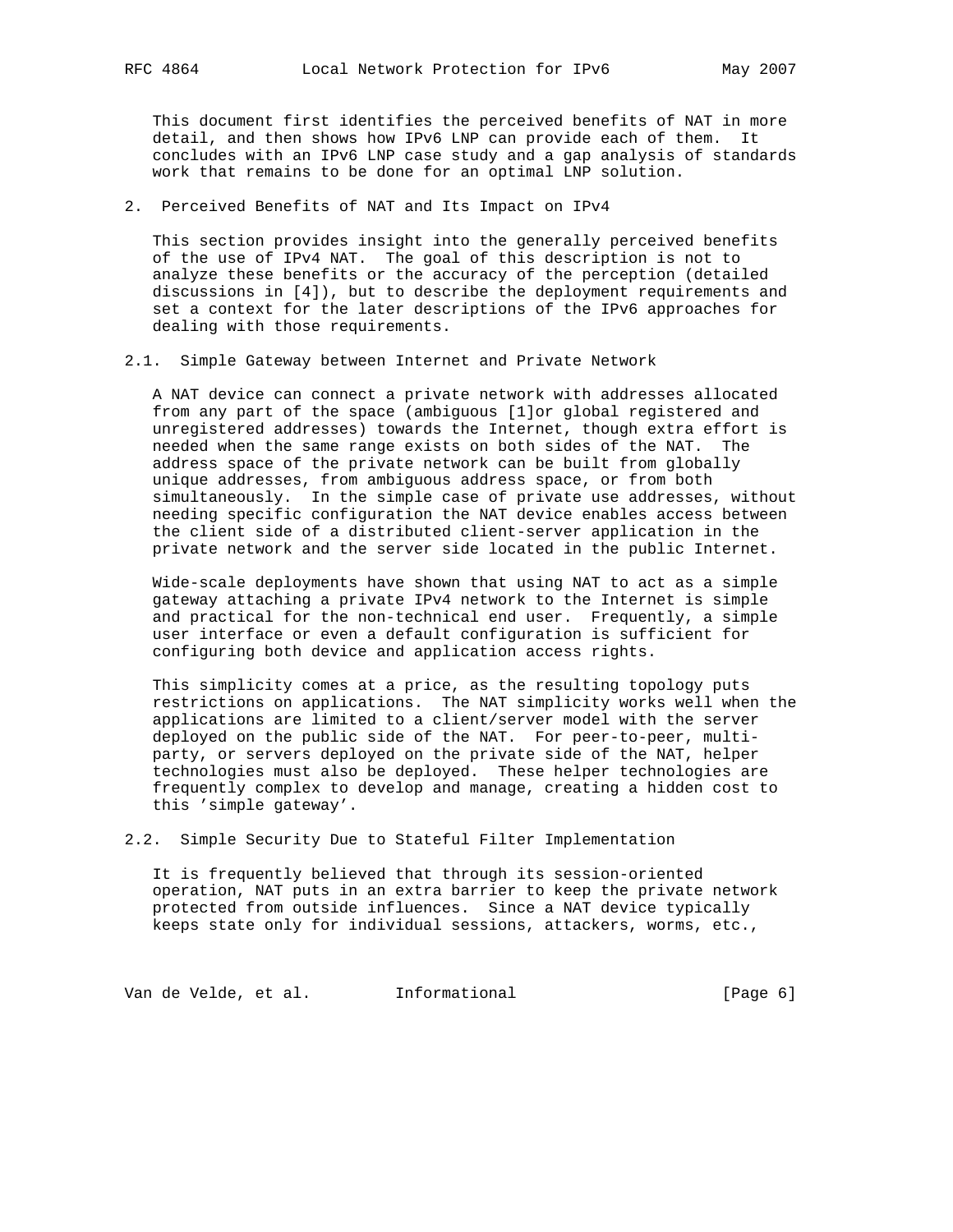This document first identifies the perceived benefits of NAT in more detail, and then shows how IPv6 LNP can provide each of them. It concludes with an IPv6 LNP case study and a gap analysis of standards work that remains to be done for an optimal LNP solution.

## 2. Perceived Benefits of NAT and Its Impact on IPv4

This section provides insight into the generally perceived benefits of the use of IPv4 NAT. The goal of this description is not to analyze these benefits or the accuracy of the perception (detailed discussions in [4]), but to describe the deployment requirements and set a context for the later descriptions of the IPv6 approaches for dealing with those requirements.

### 2.1. Simple Gateway between Internet and Private Network

A NAT device can connect a private network with addresses allocated from any part of the space (ambiguous [1]or global registered and unregistered addresses) towards the Internet, though extra effort is needed when the same range exists on both sides of the NAT. The address space of the private network can be built from globally unique addresses, from ambiguous address space, or from both simultaneously. In the simple case of private use addresses, without needing specific configuration the NAT device enables access between the client side of a distributed client-server application in the private network and the server side located in the public Internet.

Wide-scale deployments have shown that using NAT to act as a simple gateway attaching a private IPv4 network to the Internet is simple and practical for the non-technical end user. Frequently, a simple user interface or even a default configuration is sufficient for configuring both device and application access rights.

This simplicity comes at a price, as the resulting topology puts restrictions on applications. The NAT simplicity works well when the applications are limited to a client/server model with the server deployed on the public side of the NAT. For peer-to-peer, multi-party, or servers deployed on the private side of the NAT, helper technologies must also be deployed. These helper technologies are frequently complex to develop and manage, creating a hidden cost to this 'simple gateway'.

### 2.2. Simple Security Due to Stateful Filter Implementation

It is frequently believed that through its session-oriented operation, NAT puts in an extra barrier to keep the private network protected from outside influences. Since a NAT device typically keeps state only for individual sessions, attackers, worms, etc.,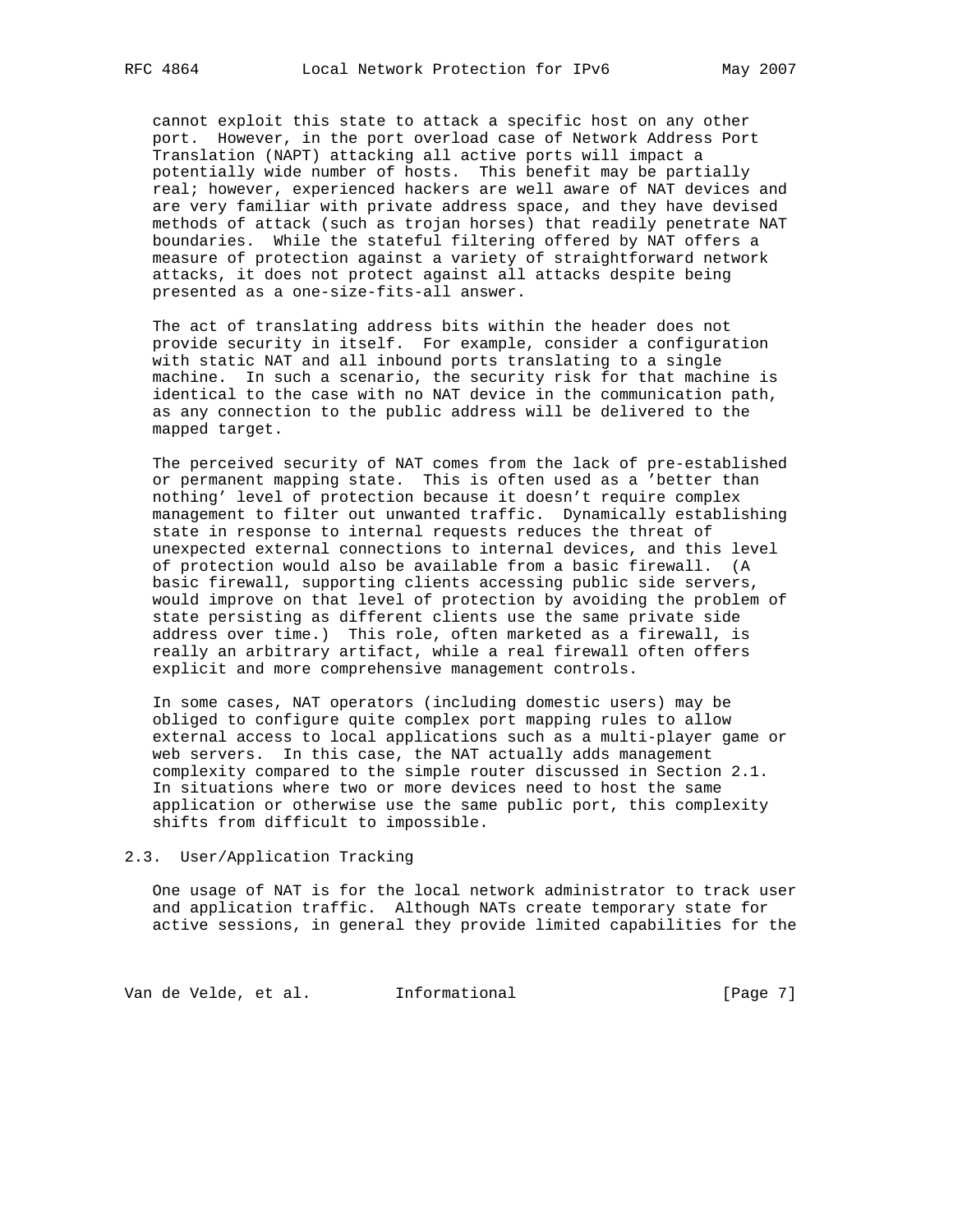cannot exploit this state to attack a specific host on any other port. However, in the port overload case of Network Address Port Translation (NAPT) attacking all active ports will impact a potentially wide number of hosts. This benefit may be partially real; however, experienced hackers are well aware of NAT devices and are very familiar with private address space, and they have devised methods of attack (such as trojan horses) that readily penetrate NAT boundaries. While the stateful filtering offered by NAT offers a measure of protection against a variety of straightforward network attacks, it does not protect against all attacks despite being presented as a one-size-fits-all answer.

The act of translating address bits within the header does not provide security in itself. For example, consider a configuration with static NAT and all inbound ports translating to a single machine. In such a scenario, the security risk for that machine is identical to the case with no NAT device in the communication path, as any connection to the public address will be delivered to the mapped target.

The perceived security of NAT comes from the lack of pre-established or permanent mapping state. This is often used as a 'better than nothing' level of protection because it doesn't require complex management to filter out unwanted traffic. Dynamically establishing state in response to internal requests reduces the threat of unexpected external connections to internal devices, and this level of protection would also be available from a basic firewall. (A basic firewall, supporting clients accessing public side servers, would improve on that level of protection by avoiding the problem of state persisting as different clients use the same private side address over time.) This role, often marketed as a firewall, is really an arbitrary artifact, while a real firewall often offers explicit and more comprehensive management controls.

In some cases, NAT operators (including domestic users) may be obliged to configure quite complex port mapping rules to allow external access to local applications such as a multi-player game or web servers. In this case, the NAT actually adds management complexity compared to the simple router discussed in Section 2.1. In situations where two or more devices need to host the same application or otherwise use the same public port, this complexity shifts from difficult to impossible.

### 2.3. User/Application Tracking

One usage of NAT is for the local network administrator to track user and application traffic. Although NATs create temporary state for active sessions, in general they provide limited capabilities for the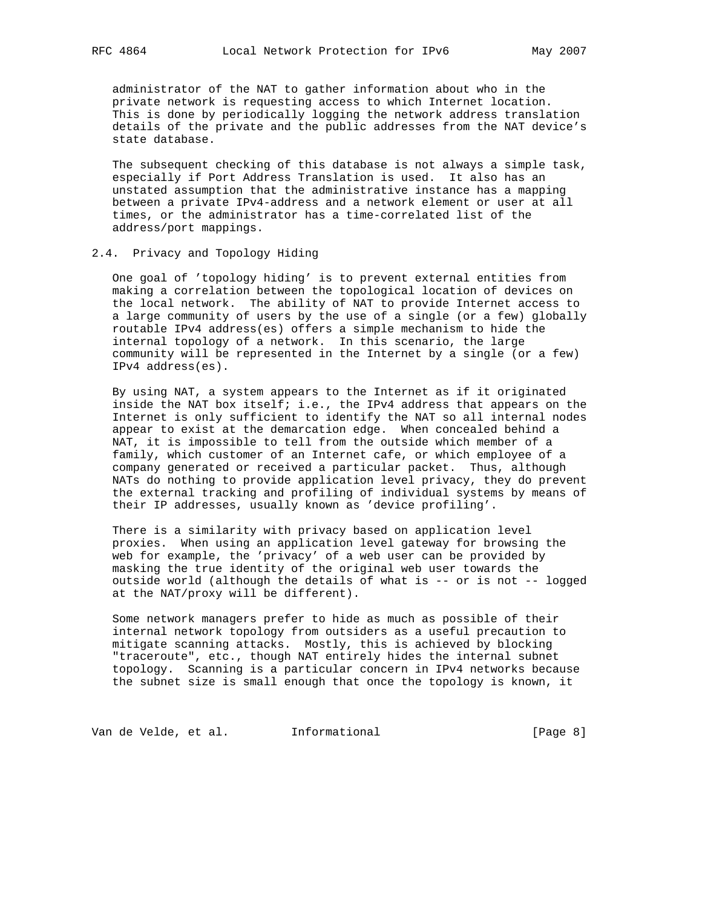administrator of the NAT to gather information about who in the private network is requesting access to which Internet location. This is done by periodically logging the network address translation details of the private and the public addresses from the NAT device's state database.

The subsequent checking of this database is not always a simple task, especially if Port Address Translation is used. It also has an unstated assumption that the administrative instance has a mapping between a private IPv4-address and a network element or user at all times, or the administrator has a time-correlated list of the address/port mappings.

## 2.4. Privacy and Topology Hiding

One goal of 'topology hiding' is to prevent external entities from making a correlation between the topological location of devices on the local network. The ability of NAT to provide Internet access to a large community of users by the use of a single (or a few) globally routable IPv4 address(es) offers a simple mechanism to hide the internal topology of a network. In this scenario, the large community will be represented in the Internet by a single (or a few) IPv4 address(es).

By using NAT, a system appears to the Internet as if it originated inside the NAT box itself; i.e., the IPv4 address that appears on the Internet is only sufficient to identify the NAT so all internal nodes appear to exist at the demarcation edge. When concealed behind a NAT, it is impossible to tell from the outside which member of a family, which customer of an Internet cafe, or which employee of a company generated or received a particular packet. Thus, although NATs do nothing to provide application level privacy, they do prevent the external tracking and profiling of individual systems by means of their IP addresses, usually known as 'device profiling'.

There is a similarity with privacy based on application level proxies. When using an application level gateway for browsing the web for example, the 'privacy' of a web user can be provided by masking the true identity of the original web user towards the outside world (although the details of what is -- or is not -- logged at the NAT/proxy will be different).

Some network managers prefer to hide as much as possible of their internal network topology from outsiders as a useful precaution to mitigate scanning attacks. Mostly, this is achieved by blocking "traceroute", etc., though NAT entirely hides the internal subnet topology. Scanning is a particular concern in IPv4 networks because the subnet size is small enough that once the topology is known, it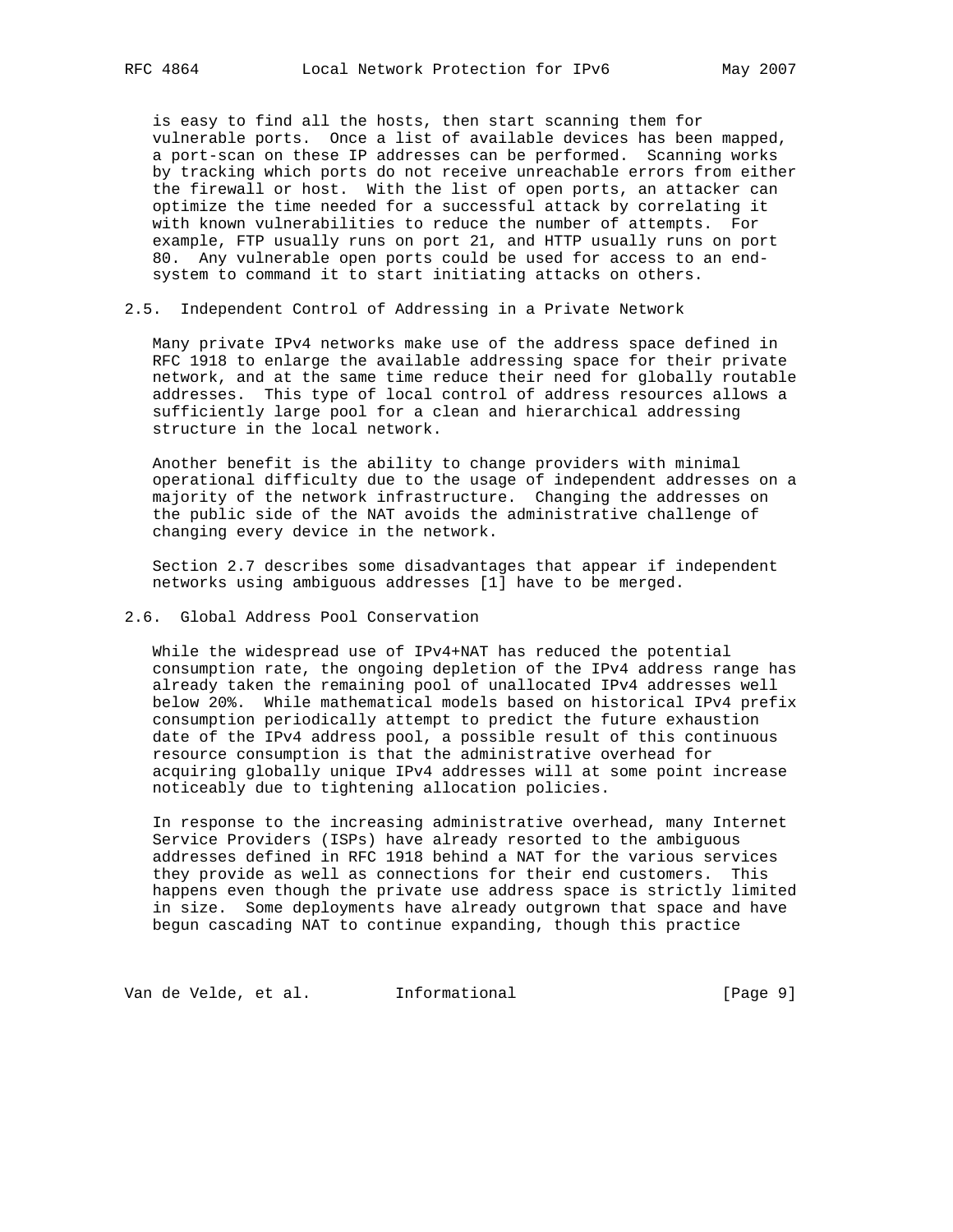is easy to find all the hosts, then start scanning them for vulnerable ports. Once a list of available devices has been mapped, a port-scan on these IP addresses can be performed. Scanning works by tracking which ports do not receive unreachable errors from either the firewall or host. With the list of open ports, an attacker can optimize the time needed for a successful attack by correlating it with known vulnerabilities to reduce the number of attempts. For example, FTP usually runs on port 21, and HTTP usually runs on port 80. Any vulnerable open ports could be used for access to an end-system to command it to start initiating attacks on others.

### 2.5. Independent Control of Addressing in a Private Network

Many private IPv4 networks make use of the address space defined in RFC 1918 to enlarge the available addressing space for their private network, and at the same time reduce their need for globally routable addresses. This type of local control of address resources allows a sufficiently large pool for a clean and hierarchical addressing structure in the local network.

Another benefit is the ability to change providers with minimal operational difficulty due to the usage of independent addresses on a majority of the network infrastructure. Changing the addresses on the public side of the NAT avoids the administrative challenge of changing every device in the network.

Section 2.7 describes some disadvantages that appear if independent networks using ambiguous addresses [1] have to be merged.

### 2.6. Global Address Pool Conservation

While the widespread use of IPv4+NAT has reduced the potential consumption rate, the ongoing depletion of the IPv4 address range has already taken the remaining pool of unallocated IPv4 addresses well below 20%. While mathematical models based on historical IPv4 prefix consumption periodically attempt to predict the future exhaustion date of the IPv4 address pool, a possible result of this continuous resource consumption is that the administrative overhead for acquiring globally unique IPv4 addresses will at some point increase noticeably due to tightening allocation policies.

In response to the increasing administrative overhead, many Internet Service Providers (ISPs) have already resorted to the ambiguous addresses defined in RFC 1918 behind a NAT for the various services they provide as well as connections for their end customers. This happens even though the private use address space is strictly limited in size. Some deployments have already outgrown that space and have begun cascading NAT to continue expanding, though this practice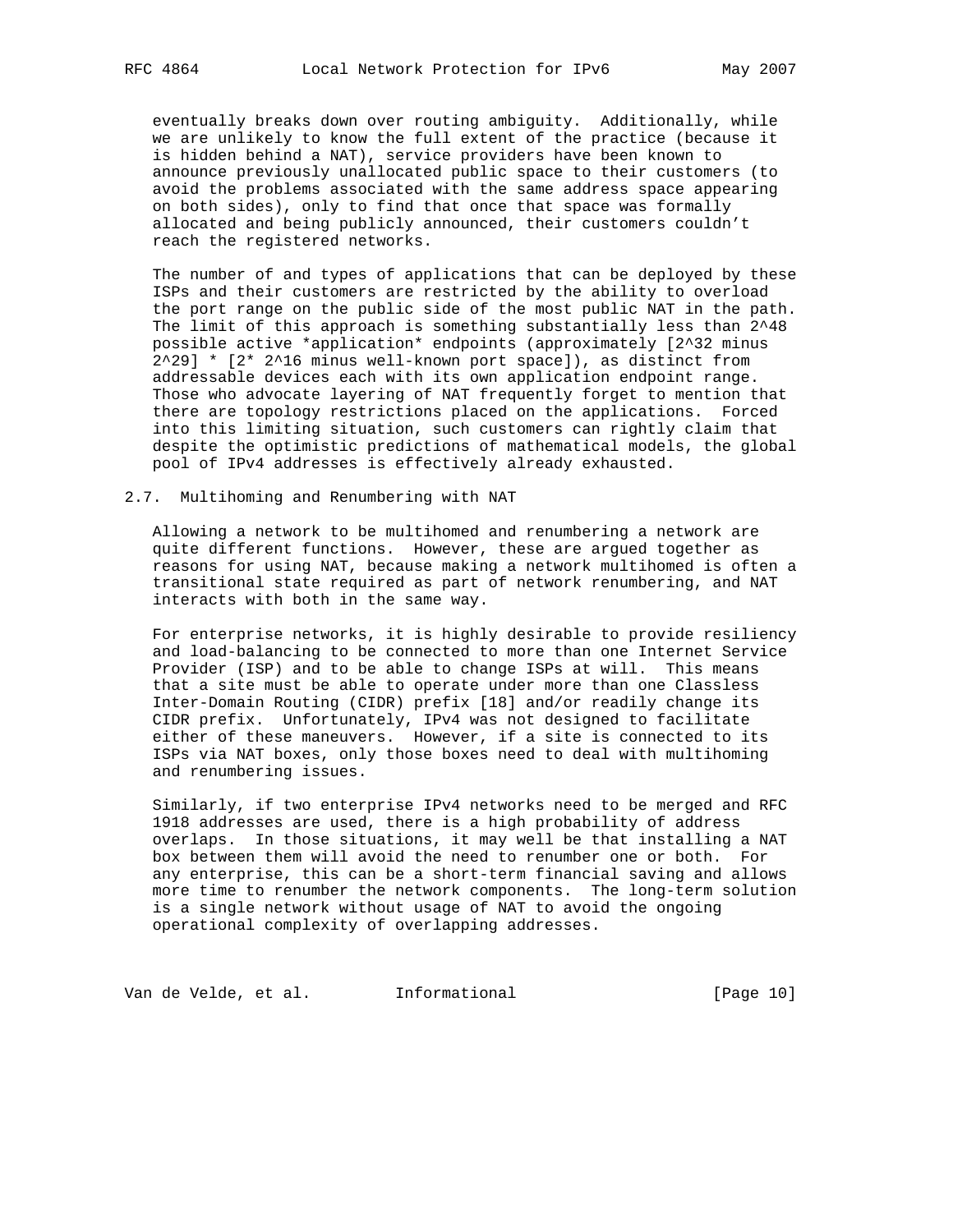eventually breaks down over routing ambiguity. Additionally, while we are unlikely to know the full extent of the practice (because it is hidden behind a NAT), service providers have been known to announce previously unallocated public space to their customers (to avoid the problems associated with the same address space appearing on both sides), only to find that once that space was formally allocated and being publicly announced, their customers couldn't reach the registered networks.

The number of and types of applications that can be deployed by these ISPs and their customers are restricted by the ability to overload the port range on the public side of the most public NAT in the path. The limit of this approach is something substantially less than $2^{48}$ possible active *application* endpoints (approximately $[2^{32} - 2^{29}] * [2 * 2^{16}$ minus well-known port space$]$), as distinct from addressable devices each with its own application endpoint range. Those who advocate layering of NAT frequently forget to mention that there are topology restrictions placed on the applications. Forced into this limiting situation, such customers can rightly claim that despite the optimistic predictions of mathematical models, the global pool of IPv4 addresses is effectively already exhausted.

### 2.7. Multihoming and Renumbering with NAT

Allowing a network to be multihomed and renumbering a network are quite different functions. However, these are argued together as reasons for using NAT, because making a network multihomed is often a transitional state required as part of network renumbering, and NAT interacts with both in the same way.

For enterprise networks, it is highly desirable to provide resiliency and load-balancing to be connected to more than one Internet Service Provider (ISP) and to be able to change ISPs at will. This means that a site must be able to operate under more than one Classless Inter-Domain Routing (CIDR) prefix [18] and/or readily change its CIDR prefix. Unfortunately, IPv4 was not designed to facilitate either of these maneuvers. However, if a site is connected to its ISPs via NAT boxes, only those boxes need to deal with multihoming and renumbering issues.

Similarly, if two enterprise IPv4 networks need to be merged and RFC 1918 addresses are used, there is a high probability of address overlaps. In those situations, it may well be that installing a NAT box between them will avoid the need to renumber one or both. For any enterprise, this can be a short-term financial saving and allows more time to renumber the network components. The long-term solution is a single network without usage of NAT to avoid the ongoing operational complexity of overlapping addresses.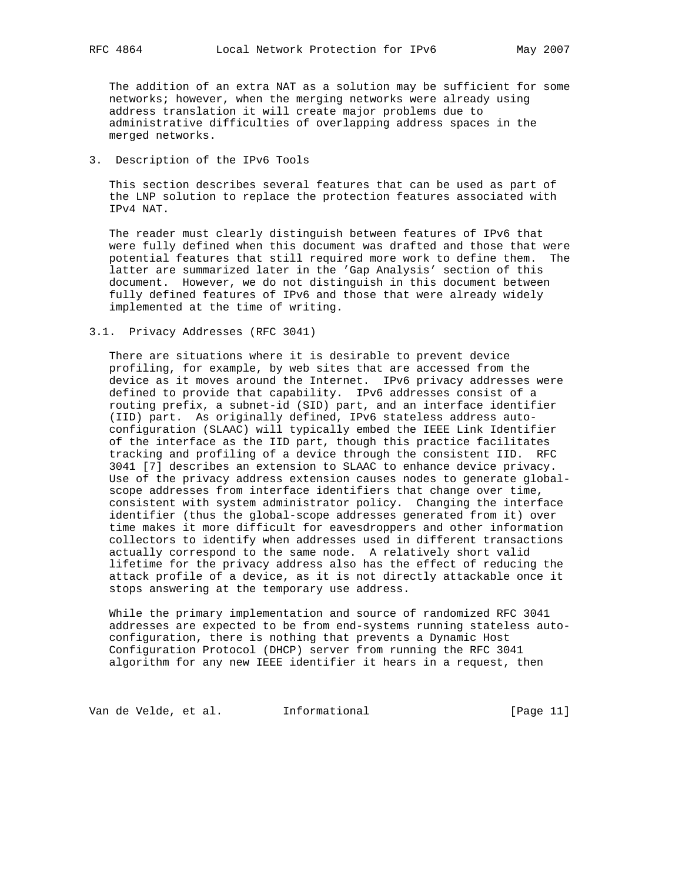The addition of an extra NAT as a solution may be sufficient for some networks; however, when the merging networks were already using address translation it will create major problems due to administrative difficulties of overlapping address spaces in the merged networks.

## 3. Description of the IPv6 Tools

This section describes several features that can be used as part of the LNP solution to replace the protection features associated with IPv4 NAT.

The reader must clearly distinguish between features of IPv6 that were fully defined when this document was drafted and those that were potential features that still required more work to define them. The latter are summarized later in the 'Gap Analysis' section of this document. However, we do not distinguish in this document between fully defined features of IPv6 and those that were already widely implemented at the time of writing.

### 3.1. Privacy Addresses (RFC 3041)

There are situations where it is desirable to prevent device profiling, for example, by web sites that are accessed from the device as it moves around the Internet. IPv6 privacy addresses were defined to provide that capability. IPv6 addresses consist of a routing prefix, a subnet-id (SID) part, and an interface identifier (IID) part. As originally defined, IPv6 stateless address auto-configuration (SLAAC) will typically embed the IEEE Link Identifier of the interface as the IID part, though this practice facilitates tracking and profiling of a device through the consistent IID. RFC 3041 [7] describes an extension to SLAAC to enhance device privacy. Use of the privacy address extension causes nodes to generate global-scope addresses from interface identifiers that change over time, consistent with system administrator policy. Changing the interface identifier (thus the global-scope addresses generated from it) over time makes it more difficult for eavesdroppers and other information collectors to identify when addresses used in different transactions actually correspond to the same node. A relatively short valid lifetime for the privacy address also has the effect of reducing the attack profile of a device, as it is not directly attackable once it stops answering at the temporary use address.

While the primary implementation and source of randomized RFC 3041 addresses are expected to be from end-systems running stateless auto-configuration, there is nothing that prevents a Dynamic Host Configuration Protocol (DHCP) server from running the RFC 3041 algorithm for any new IEEE identifier it hears in a request, then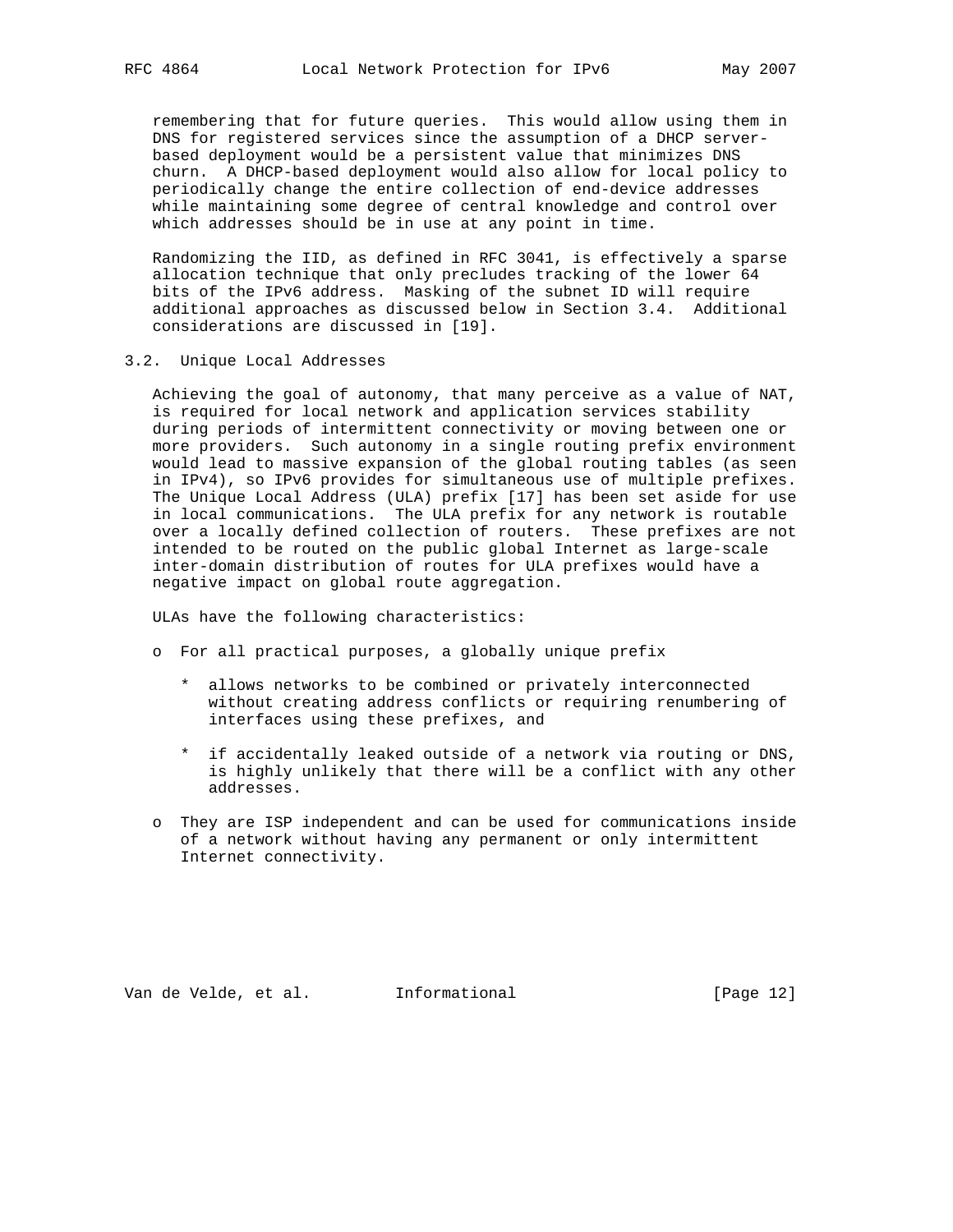remembering that for future queries. This would allow using them in DNS for registered services since the assumption of a DHCP server-based deployment would be a persistent value that minimizes DNS churn. A DHCP-based deployment would also allow for local policy to periodically change the entire collection of end-device addresses while maintaining some degree of central knowledge and control over which addresses should be in use at any point in time.

Randomizing the IID, as defined in RFC 3041, is effectively a sparse allocation technique that only precludes tracking of the lower 64 bits of the IPv6 address. Masking of the subnet ID will require additional approaches as discussed below in Section 3.4. Additional considerations are discussed in [19].

## 3.2. Unique Local Addresses

Achieving the goal of autonomy, that many perceive as a value of NAT, is required for local network and application services stability during periods of intermittent connectivity or moving between one or more providers. Such autonomy in a single routing prefix environment would lead to massive expansion of the global routing tables (as seen in IPv4), so IPv6 provides for simultaneous use of multiple prefixes. The Unique Local Address (ULA) prefix [17] has been set aside for use in local communications. The ULA prefix for any network is routable over a locally defined collection of routers. These prefixes are not intended to be routed on the public global Internet as large-scale inter-domain distribution of routes for ULA prefixes would have a negative impact on global route aggregation.

ULAs have the following characteristics:

- For all practical purposes, a globally unique prefix
  - allows networks to be combined or privately interconnected without creating address conflicts or requiring renumbering of interfaces using these prefixes, and
  - if accidentally leaked outside of a network via routing or DNS, is highly unlikely that there will be a conflict with any other addresses.
- They are ISP independent and can be used for communications inside of a network without having any permanent or only intermittent Internet connectivity.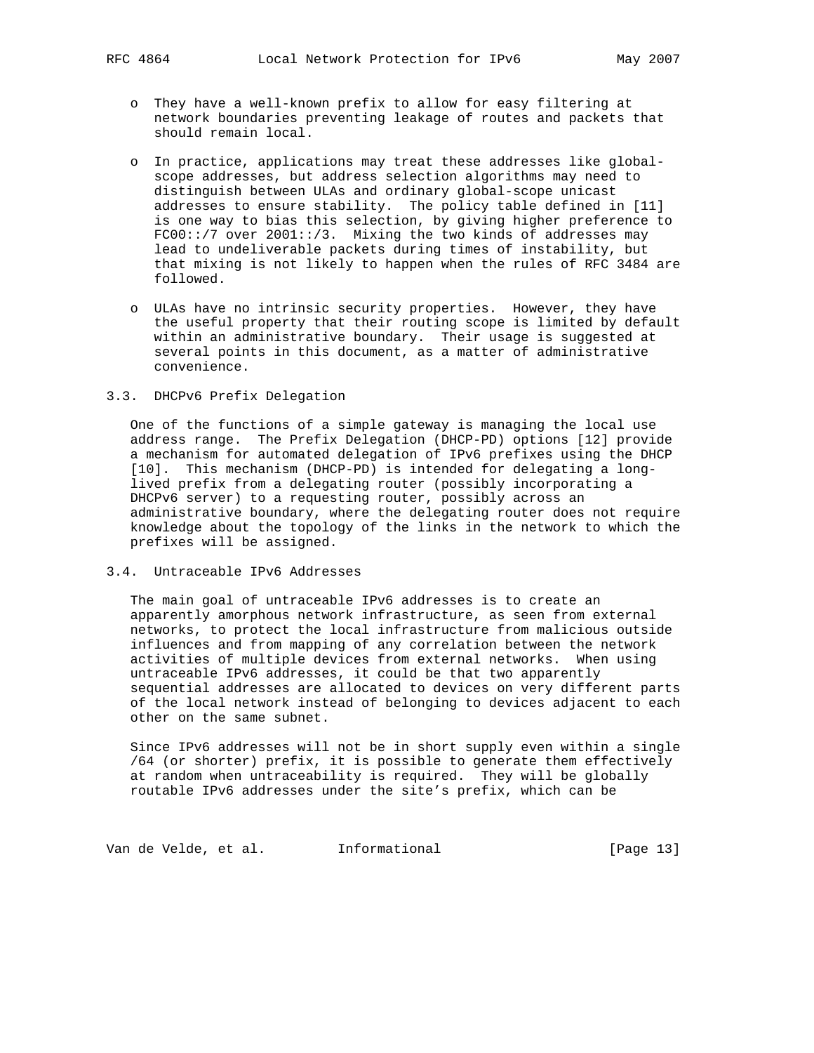- They have a well-known prefix to allow for easy filtering at network boundaries preventing leakage of routes and packets that should remain local.

- In practice, applications may treat these addresses like global-scope addresses, but address selection algorithms may need to distinguish between ULAs and ordinary global-scope unicast addresses to ensure stability. The policy table defined in [11] is one way to bias this selection, by giving higher preference to FC00::/7 over 2001::/3. Mixing the two kinds of addresses may lead to undeliverable packets during times of instability, but that mixing is not likely to happen when the rules of RFC 3484 are followed.

- ULAs have no intrinsic security properties. However, they have the useful property that their routing scope is limited by default within an administrative boundary. Their usage is suggested at several points in this document, as a matter of administrative convenience.

### 3.3. DHCPv6 Prefix Delegation

One of the functions of a simple gateway is managing the local use address range. The Prefix Delegation (DHCP-PD) options [12] provide a mechanism for automated delegation of IPv6 prefixes using the DHCP [10]. This mechanism (DHCP-PD) is intended for delegating a long-lived prefix from a delegating router (possibly incorporating a DHCPv6 server) to a requesting router, possibly across an administrative boundary, where the delegating router does not require knowledge about the topology of the links in the network to which the prefixes will be assigned.

### 3.4. Untraceable IPv6 Addresses

The main goal of untraceable IPv6 addresses is to create an apparently amorphous network infrastructure, as seen from external networks, to protect the local infrastructure from malicious outside influences and from mapping of any correlation between the network activities of multiple devices from external networks. When using untraceable IPv6 addresses, it could be that two apparently sequential addresses are allocated to devices on very different parts of the local network instead of belonging to devices adjacent to each other on the same subnet.

Since IPv6 addresses will not be in short supply even within a single /64 (or shorter) prefix, it is possible to generate them effectively at random when untraceability is required. They will be globally routable IPv6 addresses under the site’s prefix, which can be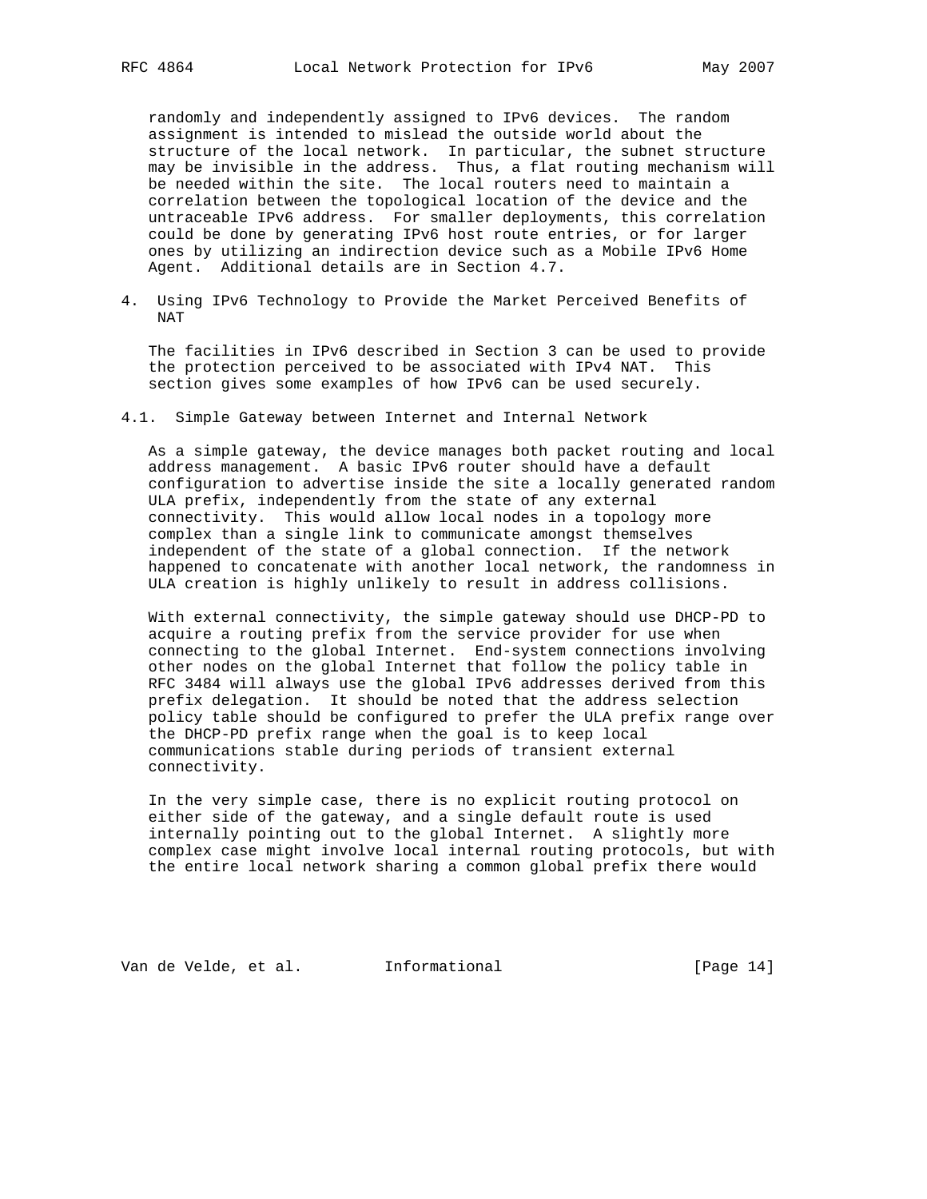randomly and independently assigned to IPv6 devices. The random assignment is intended to mislead the outside world about the structure of the local network. In particular, the subnet structure may be invisible in the address. Thus, a flat routing mechanism will be needed within the site. The local routers need to maintain a correlation between the topological location of the device and the untraceable IPv6 address. For smaller deployments, this correlation could be done by generating IPv6 host route entries, or for larger ones by utilizing an indirection device such as a Mobile IPv6 Home Agent. Additional details are in Section 4.7.

# 4. Using IPv6 Technology to Provide the Market Perceived Benefits of NAT

The facilities in IPv6 described in Section 3 can be used to provide the protection perceived to be associated with IPv4 NAT. This section gives some examples of how IPv6 can be used securely.

## 4.1. Simple Gateway between Internet and Internal Network

As a simple gateway, the device manages both packet routing and local address management. A basic IPv6 router should have a default configuration to advertise inside the site a locally generated random ULA prefix, independently from the state of any external connectivity. This would allow local nodes in a topology more complex than a single link to communicate amongst themselves independent of the state of a global connection. If the network happened to concatenate with another local network, the randomness in ULA creation is highly unlikely to result in address collisions.

With external connectivity, the simple gateway should use DHCP-PD to acquire a routing prefix from the service provider for use when connecting to the global Internet. End-system connections involving other nodes on the global Internet that follow the policy table in RFC 3484 will always use the global IPv6 addresses derived from this prefix delegation. It should be noted that the address selection policy table should be configured to prefer the ULA prefix range over the DHCP-PD prefix range when the goal is to keep local communications stable during periods of transient external connectivity.

In the very simple case, there is no explicit routing protocol on either side of the gateway, and a single default route is used internally pointing out to the global Internet. A slightly more complex case might involve local internal routing protocols, but with the entire local network sharing a common global prefix there would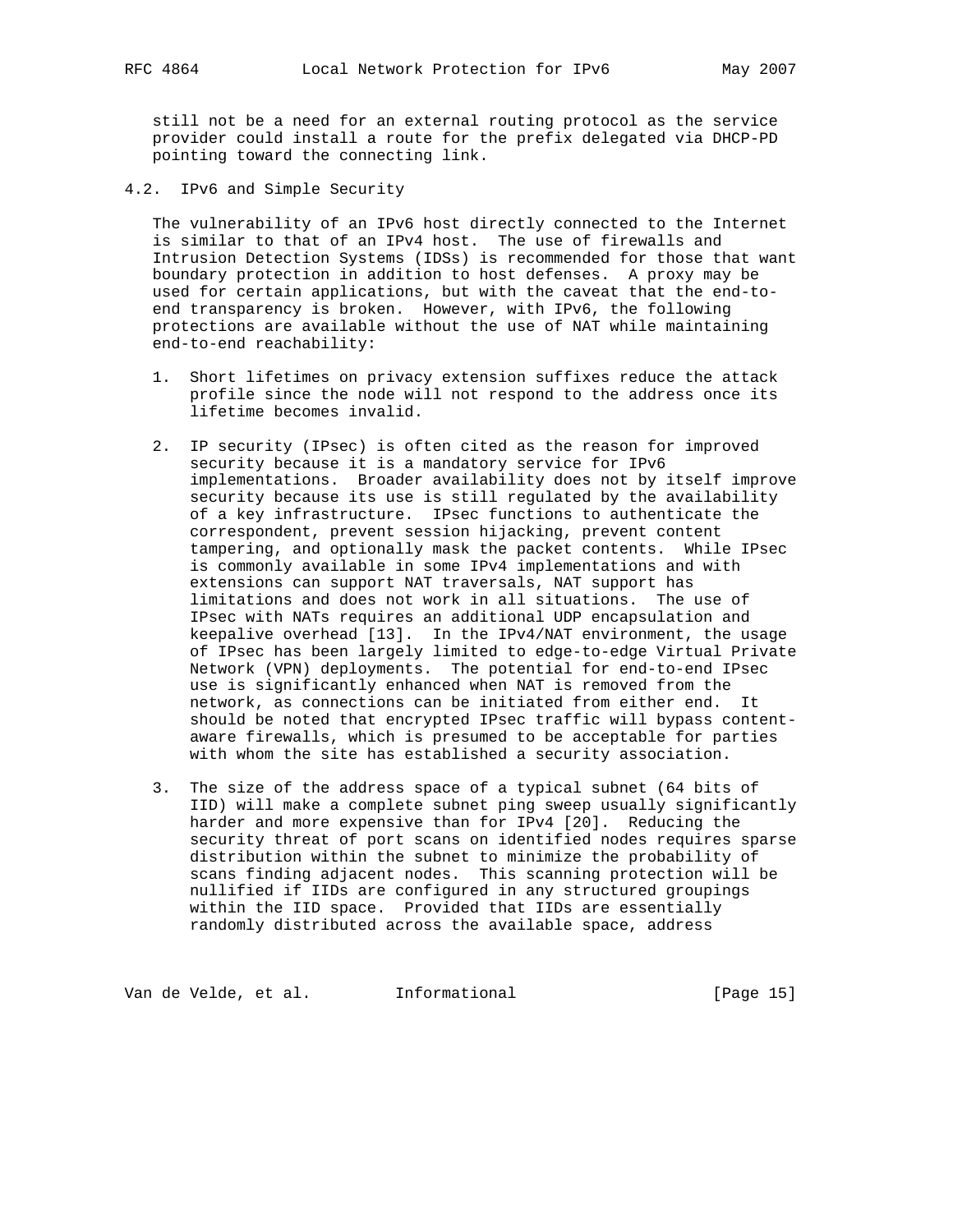still not be a need for an external routing protocol as the service provider could install a route for the prefix delegated via DHCP-PD pointing toward the connecting link.

## 4.2. IPv6 and Simple Security

The vulnerability of an IPv6 host directly connected to the Internet is similar to that of an IPv4 host. The use of firewalls and Intrusion Detection Systems (IDSs) is recommended for those that want boundary protection in addition to host defenses. A proxy may be used for certain applications, but with the caveat that the end-to-end transparency is broken. However, with IPv6, the following protections are available without the use of NAT while maintaining end-to-end reachability:

1. Short lifetimes on privacy extension suffixes reduce the attack profile since the node will not respond to the address once its lifetime becomes invalid.

2. IP security (IPsec) is often cited as the reason for improved security because it is a mandatory service for IPv6 implementations. Broader availability does not by itself improve security because its use is still regulated by the availability of a key infrastructure. IPsec functions to authenticate the correspondent, prevent session hijacking, prevent content tampering, and optionally mask the packet contents. While IPsec is commonly available in some IPv4 implementations and with extensions can support NAT traversals, NAT support has limitations and does not work in all situations. The use of IPsec with NATs requires an additional UDP encapsulation and keepalive overhead [13]. In the IPv4/NAT environment, the usage of IPsec has been largely limited to edge-to-edge Virtual Private Network (VPN) deployments. The potential for end-to-end IPsec use is significantly enhanced when NAT is removed from the network, as connections can be initiated from either end. It should be noted that encrypted IPsec traffic will bypass content-aware firewalls, which is presumed to be acceptable for parties with whom the site has established a security association.

3. The size of the address space of a typical subnet (64 bits of IID) will make a complete subnet ping sweep usually significantly harder and more expensive than for IPv4 [20]. Reducing the security threat of port scans on identified nodes requires sparse distribution within the subnet to minimize the probability of scans finding adjacent nodes. This scanning protection will be nullified if IIDs are configured in any structured groupings within the IID space. Provided that IIDs are essentially randomly distributed across the available space, address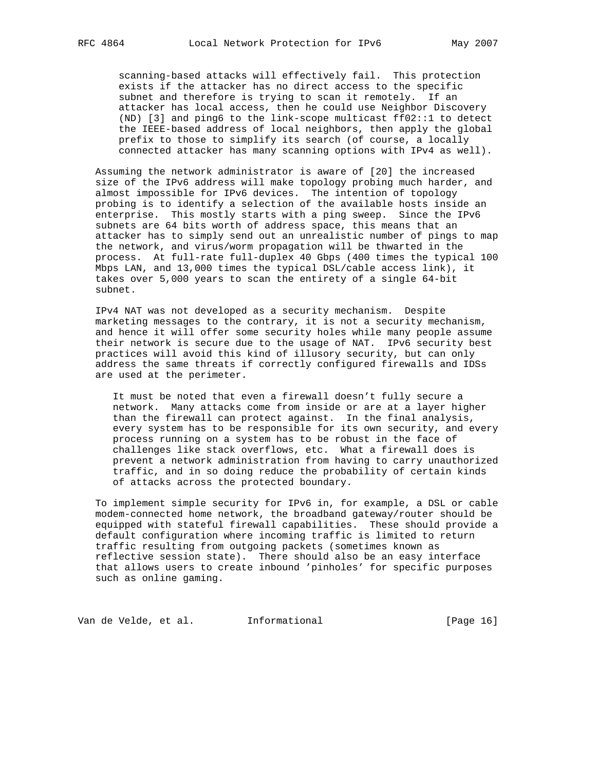scanning-based attacks will effectively fail. This protection exists if the attacker has no direct access to the specific subnet and therefore is trying to scan it remotely. If an attacker has local access, then he could use Neighbor Discovery (ND) [3] and ping6 to the link-scope multicast ff02::1 to detect the IEEE-based address of local neighbors, then apply the global prefix to those to simplify its search (of course, a locally connected attacker has many scanning options with IPv4 as well).

Assuming the network administrator is aware of [20] the increased size of the IPv6 address will make topology probing much harder, and almost impossible for IPv6 devices. The intention of topology probing is to identify a selection of the available hosts inside an enterprise. This mostly starts with a ping sweep. Since the IPv6 subnets are 64 bits worth of address space, this means that an attacker has to simply send out an unrealistic number of pings to map the network, and virus/worm propagation will be thwarted in the process. At full-rate full-duplex 40 Gbps (400 times the typical 100 Mbps LAN, and 13,000 times the typical DSL/cable access link), it takes over 5,000 years to scan the entirety of a single 64-bit subnet.

IPv4 NAT was not developed as a security mechanism. Despite marketing messages to the contrary, it is not a security mechanism, and hence it will offer some security holes while many people assume their network is secure due to the usage of NAT. IPv6 security best practices will avoid this kind of illusory security, but can only address the same threats if correctly configured firewalls and IDSs are used at the perimeter.

It must be noted that even a firewall doesn't fully secure a network. Many attacks come from inside or are at a layer higher than the firewall can protect against. In the final analysis, every system has to be responsible for its own security, and every process running on a system has to be robust in the face of challenges like stack overflows, etc. What a firewall does is prevent a network administration from having to carry unauthorized traffic, and in so doing reduce the probability of certain kinds of attacks across the protected boundary.

To implement simple security for IPv6 in, for example, a DSL or cable modem-connected home network, the broadband gateway/router should be equipped with stateful firewall capabilities. These should provide a default configuration where incoming traffic is limited to return traffic resulting from outgoing packets (sometimes known as reflective session state). There should also be an easy interface that allows users to create inbound 'pinholes' for specific purposes such as online gaming.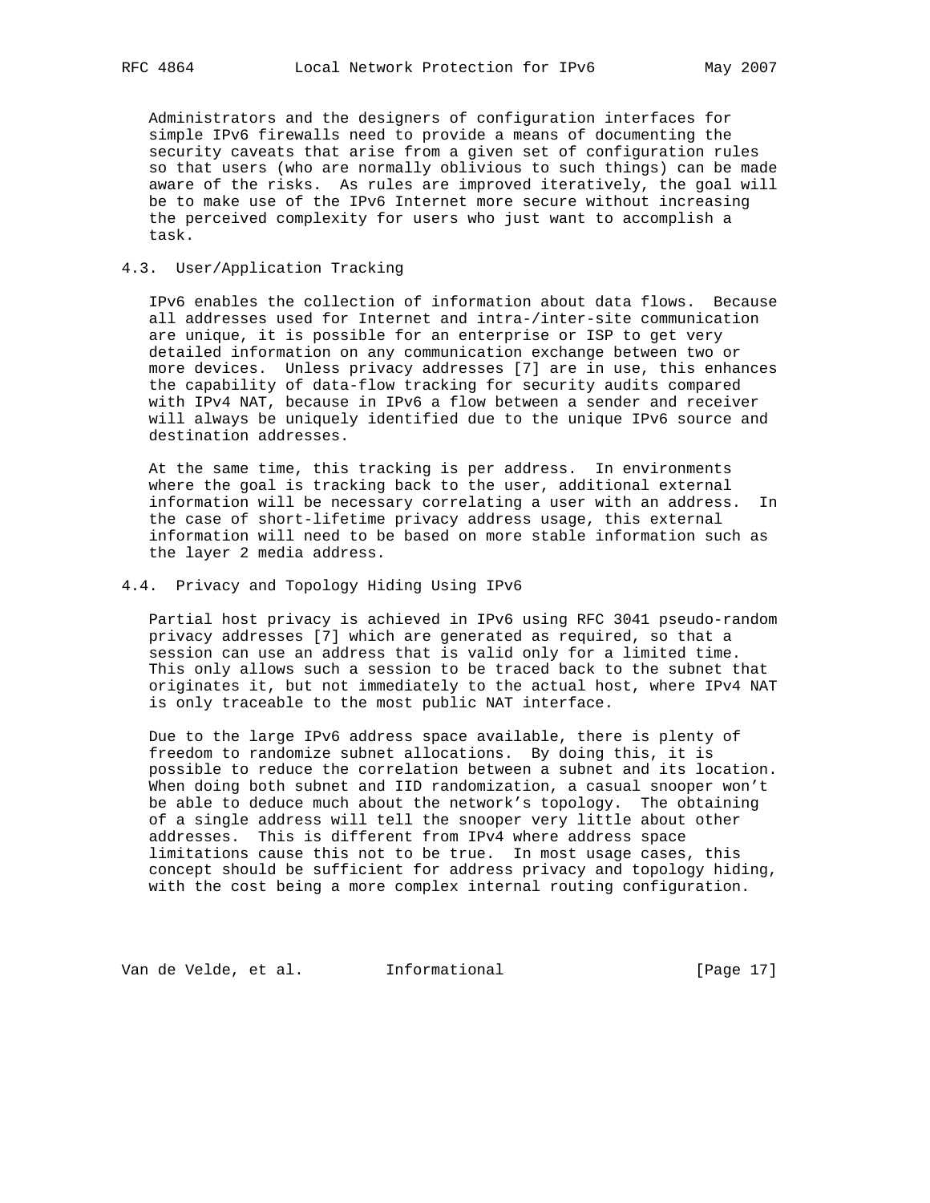Administrators and the designers of configuration interfaces for simple IPv6 firewalls need to provide a means of documenting the security caveats that arise from a given set of configuration rules so that users (who are normally oblivious to such things) can be made aware of the risks. As rules are improved iteratively, the goal will be to make use of the IPv6 Internet more secure without increasing the perceived complexity for users who just want to accomplish a task.

### 4.3. User/Application Tracking

IPv6 enables the collection of information about data flows. Because all addresses used for Internet and intra-/inter-site communication are unique, it is possible for an enterprise or ISP to get very detailed information on any communication exchange between two or more devices. Unless privacy addresses [7] are in use, this enhances the capability of data-flow tracking for security audits compared with IPv4 NAT, because in IPv6 a flow between a sender and receiver will always be uniquely identified due to the unique IPv6 source and destination addresses.

At the same time, this tracking is per address. In environments where the goal is tracking back to the user, additional external information will be necessary correlating a user with an address. In the case of short-lifetime privacy address usage, this external information will need to be based on more stable information such as the layer 2 media address.

### 4.4. Privacy and Topology Hiding Using IPv6

Partial host privacy is achieved in IPv6 using RFC 3041 pseudo-random privacy addresses [7] which are generated as required, so that a session can use an address that is valid only for a limited time. This only allows such a session to be traced back to the subnet that originates it, but not immediately to the actual host, where IPv4 NAT is only traceable to the most public NAT interface.

Due to the large IPv6 address space available, there is plenty of freedom to randomize subnet allocations. By doing this, it is possible to reduce the correlation between a subnet and its location. When doing both subnet and IID randomization, a casual snooper won't be able to deduce much about the network's topology. The obtaining of a single address will tell the snooper very little about other addresses. This is different from IPv4 where address space limitations cause this not to be true. In most usage cases, this concept should be sufficient for address privacy and topology hiding, with the cost being a more complex internal routing configuration.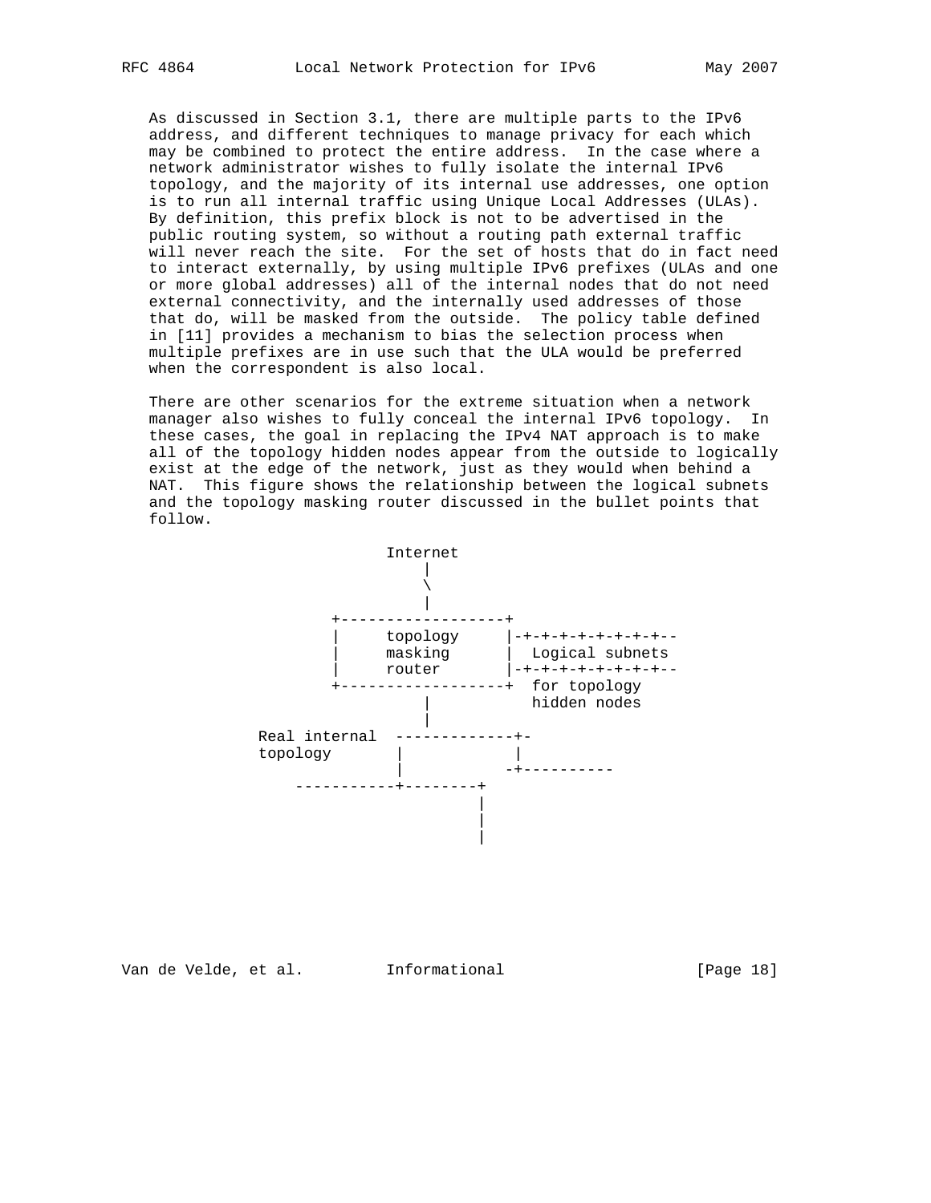As discussed in Section 3.1, there are multiple parts to the IPv6 address, and different techniques to manage privacy for each which may be combined to protect the entire address. In the case where a network administrator wishes to fully isolate the internal IPv6 topology, and the majority of its internal use addresses, one option is to run all internal traffic using Unique Local Addresses (ULAs). By definition, this prefix block is not to be advertised in the public routing system, so without a routing path external traffic will never reach the site. For the set of hosts that do in fact need to interact externally, by using multiple IPv6 prefixes (ULAs and one or more global addresses) all of the internal nodes that do not need external connectivity, and the internally used addresses of those that do, will be masked from the outside. The policy table defined in [11] provides a mechanism to bias the selection process when multiple prefixes are in use such that the ULA would be preferred when the correspondent is also local.

There are other scenarios for the extreme situation when a network manager also wishes to fully conceal the internal IPv6 topology. In these cases, the goal in replacing the IPv4 NAT approach is to make all of the topology hidden nodes appear from the outside to logically exist at the edge of the network, just as they would when behind a NAT. This figure shows the relationship between the logical subnets and the topology masking router discussed in the bullet points that follow.

```
                      Internet
                          |
                          \
                          |
                 +------------------+
                 |     topology     |-+-+-+-+-+-+-+-+-+--
                 |     masking      |  Logical subnets
                 |     router       |-+-+-+-+-+-+-+-+-+--
                 +------------------+  for topology
                          |            hidden nodes
                          |
          Real internal  -------------+-
          topology       |            |
                         |           -+----------
              -----------+--------+
                                  |
                                  |
                                  |
```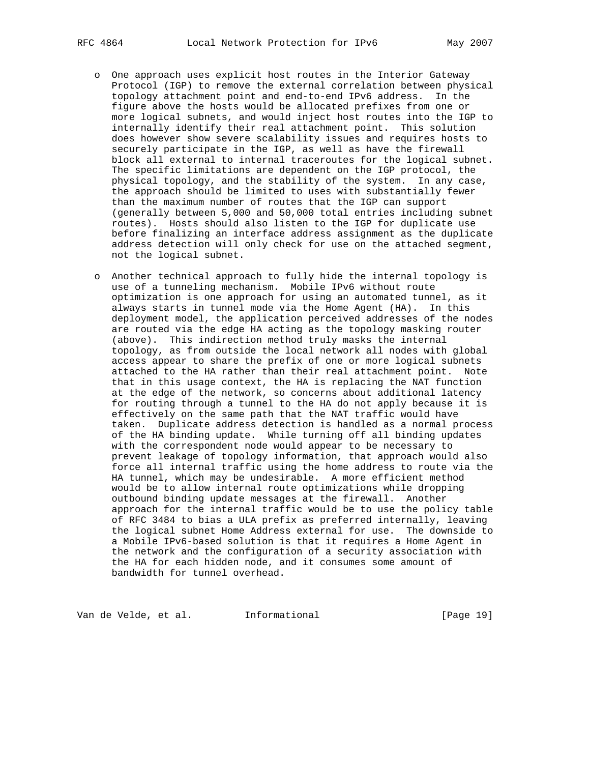- One approach uses explicit host routes in the Interior Gateway Protocol (IGP) to remove the external correlation between physical topology attachment point and end-to-end IPv6 address. In the figure above the hosts would be allocated prefixes from one or more logical subnets, and would inject host routes into the IGP to internally identify their real attachment point. This solution does however show severe scalability issues and requires hosts to securely participate in the IGP, as well as have the firewall block all external to internal traceroutes for the logical subnet. The specific limitations are dependent on the IGP protocol, the physical topology, and the stability of the system. In any case, the approach should be limited to uses with substantially fewer than the maximum number of routes that the IGP can support (generally between 5,000 and 50,000 total entries including subnet routes). Hosts should also listen to the IGP for duplicate use before finalizing an interface address assignment as the duplicate address detection will only check for use on the attached segment, not the logical subnet.

- Another technical approach to fully hide the internal topology is use of a tunneling mechanism. Mobile IPv6 without route optimization is one approach for using an automated tunnel, as it always starts in tunnel mode via the Home Agent (HA). In this deployment model, the application perceived addresses of the nodes are routed via the edge HA acting as the topology masking router (above). This indirection method truly masks the internal topology, as from outside the local network all nodes with global access appear to share the prefix of one or more logical subnets attached to the HA rather than their real attachment point. Note that in this usage context, the HA is replacing the NAT function at the edge of the network, so concerns about additional latency for routing through a tunnel to the HA do not apply because it is effectively on the same path that the NAT traffic would have taken. Duplicate address detection is handled as a normal process of the HA binding update. While turning off all binding updates with the correspondent node would appear to be necessary to prevent leakage of topology information, that approach would also force all internal traffic using the home address to route via the HA tunnel, which may be undesirable. A more efficient method would be to allow internal route optimizations while dropping outbound binding update messages at the firewall. Another approach for the internal traffic would be to use the policy table of RFC 3484 to bias a ULA prefix as preferred internally, leaving the logical subnet Home Address external for use. The downside to a Mobile IPv6-based solution is that it requires a Home Agent in the network and the configuration of a security association with the HA for each hidden node, and it consumes some amount of bandwidth for tunnel overhead.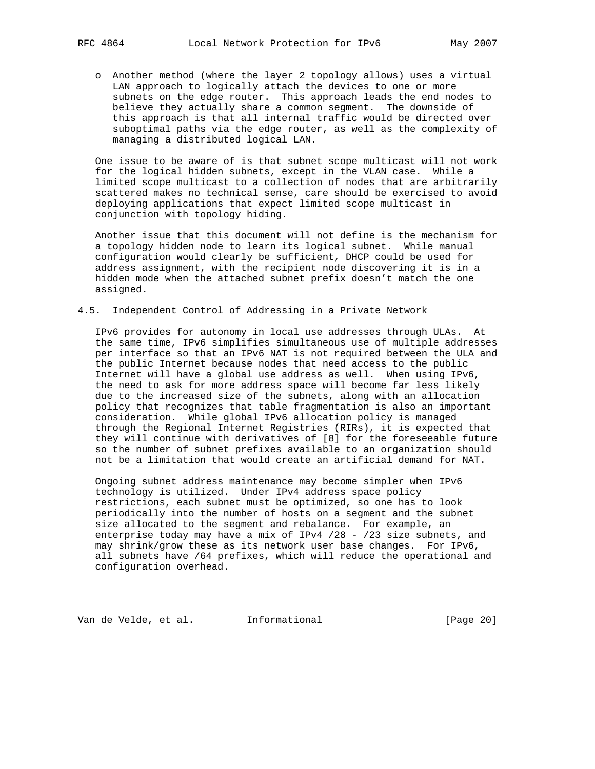- Another method (where the layer 2 topology allows) uses a virtual LAN approach to logically attach the devices to one or more subnets on the edge router. This approach leads the end nodes to believe they actually share a common segment. The downside of this approach is that all internal traffic would be directed over suboptimal paths via the edge router, as well as the complexity of managing a distributed logical LAN.

One issue to be aware of is that subnet scope multicast will not work for the logical hidden subnets, except in the VLAN case. While a limited scope multicast to a collection of nodes that are arbitrarily scattered makes no technical sense, care should be exercised to avoid deploying applications that expect limited scope multicast in conjunction with topology hiding.

Another issue that this document will not define is the mechanism for a topology hidden node to learn its logical subnet. While manual configuration would clearly be sufficient, DHCP could be used for address assignment, with the recipient node discovering it is in a hidden mode when the attached subnet prefix doesn't match the one assigned.

### 4.5. Independent Control of Addressing in a Private Network

IPv6 provides for autonomy in local use addresses through ULAs. At the same time, IPv6 simplifies simultaneous use of multiple addresses per interface so that an IPv6 NAT is not required between the ULA and the public Internet because nodes that need access to the public Internet will have a global use address as well. When using IPv6, the need to ask for more address space will become far less likely due to the increased size of the subnets, along with an allocation policy that recognizes that table fragmentation is also an important consideration. While global IPv6 allocation policy is managed through the Regional Internet Registries (RIRs), it is expected that they will continue with derivatives of [8] for the foreseeable future so the number of subnet prefixes available to an organization should not be a limitation that would create an artificial demand for NAT.

Ongoing subnet address maintenance may become simpler when IPv6 technology is utilized. Under IPv4 address space policy restrictions, each subnet must be optimized, so one has to look periodically into the number of hosts on a segment and the subnet size allocated to the segment and rebalance. For example, an enterprise today may have a mix of IPv4 /28 - /23 size subnets, and may shrink/grow these as its network user base changes. For IPv6, all subnets have /64 prefixes, which will reduce the operational and configuration overhead.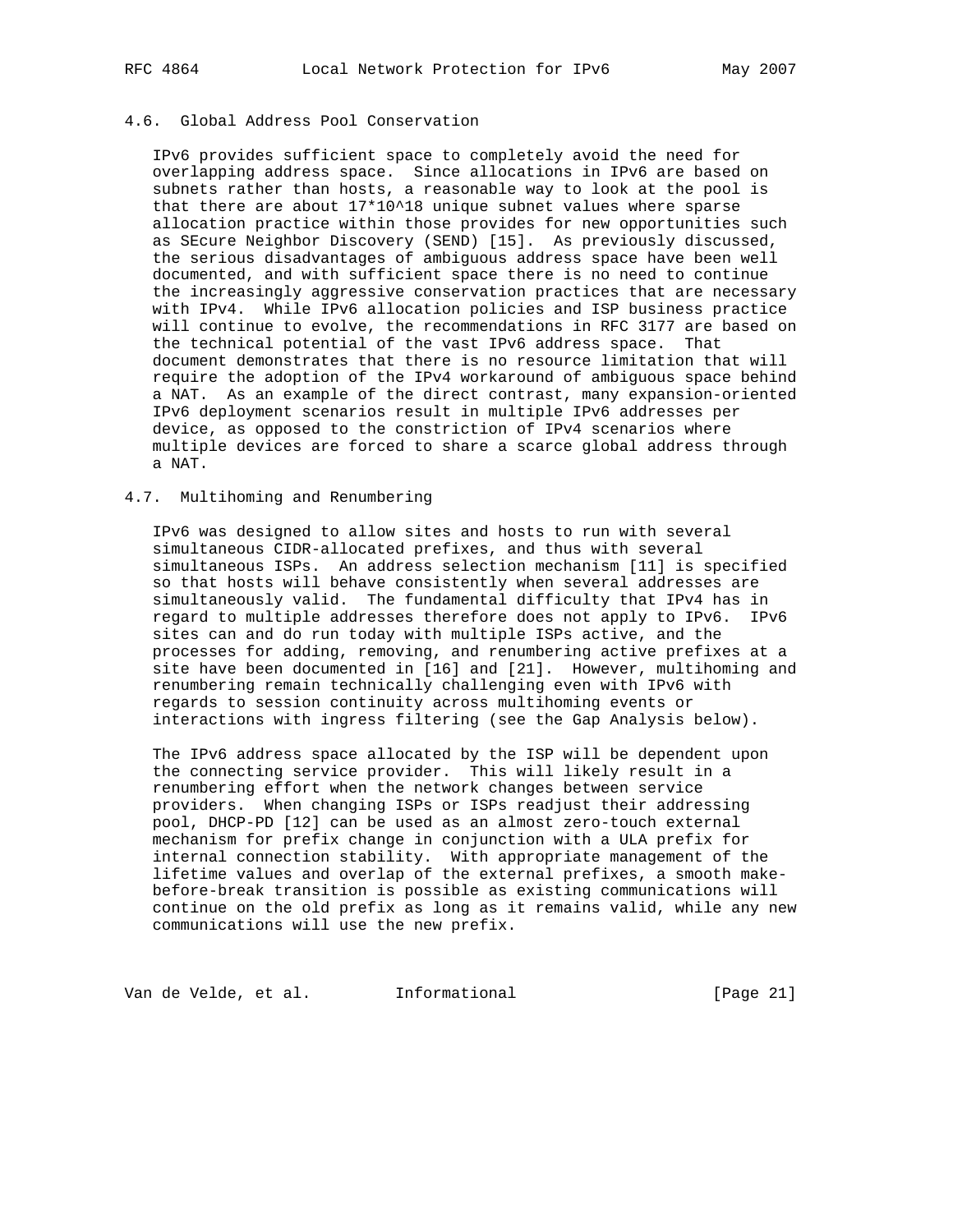### 4.6. Global Address Pool Conservation

IPv6 provides sufficient space to completely avoid the need for overlapping address space. Since allocations in IPv6 are based on subnets rather than hosts, a reasonable way to look at the pool is that there are about $17*10^{18}$ unique subnet values where sparse allocation practice within those provides for new opportunities such as SEcure Neighbor Discovery (SEND) [15]. As previously discussed, the serious disadvantages of ambiguous address space have been well documented, and with sufficient space there is no need to continue the increasingly aggressive conservation practices that are necessary with IPv4. While IPv6 allocation policies and ISP business practice will continue to evolve, the recommendations in RFC 3177 are based on the technical potential of the vast IPv6 address space. That document demonstrates that there is no resource limitation that will require the adoption of the IPv4 workaround of ambiguous space behind a NAT. As an example of the direct contrast, many expansion-oriented IPv6 deployment scenarios result in multiple IPv6 addresses per device, as opposed to the constriction of IPv4 scenarios where multiple devices are forced to share a scarce global address through a NAT.

### 4.7. Multihoming and Renumbering

IPv6 was designed to allow sites and hosts to run with several simultaneous CIDR-allocated prefixes, and thus with several simultaneous ISPs. An address selection mechanism [11] is specified so that hosts will behave consistently when several addresses are simultaneously valid. The fundamental difficulty that IPv4 has in regard to multiple addresses therefore does not apply to IPv6. IPv6 sites can and do run today with multiple ISPs active, and the processes for adding, removing, and renumbering active prefixes at a site have been documented in [16] and [21]. However, multihoming and renumbering remain technically challenging even with IPv6 with regards to session continuity across multihoming events or interactions with ingress filtering (see the Gap Analysis below).

The IPv6 address space allocated by the ISP will be dependent upon the connecting service provider. This will likely result in a renumbering effort when the network changes between service providers. When changing ISPs or ISPs readjust their addressing pool, DHCP-PD [12] can be used as an almost zero-touch external mechanism for prefix change in conjunction with a ULA prefix for internal connection stability. With appropriate management of the lifetime values and overlap of the external prefixes, a smooth make-before-break transition is possible as existing communications will continue on the old prefix as long as it remains valid, while any new communications will use the new prefix.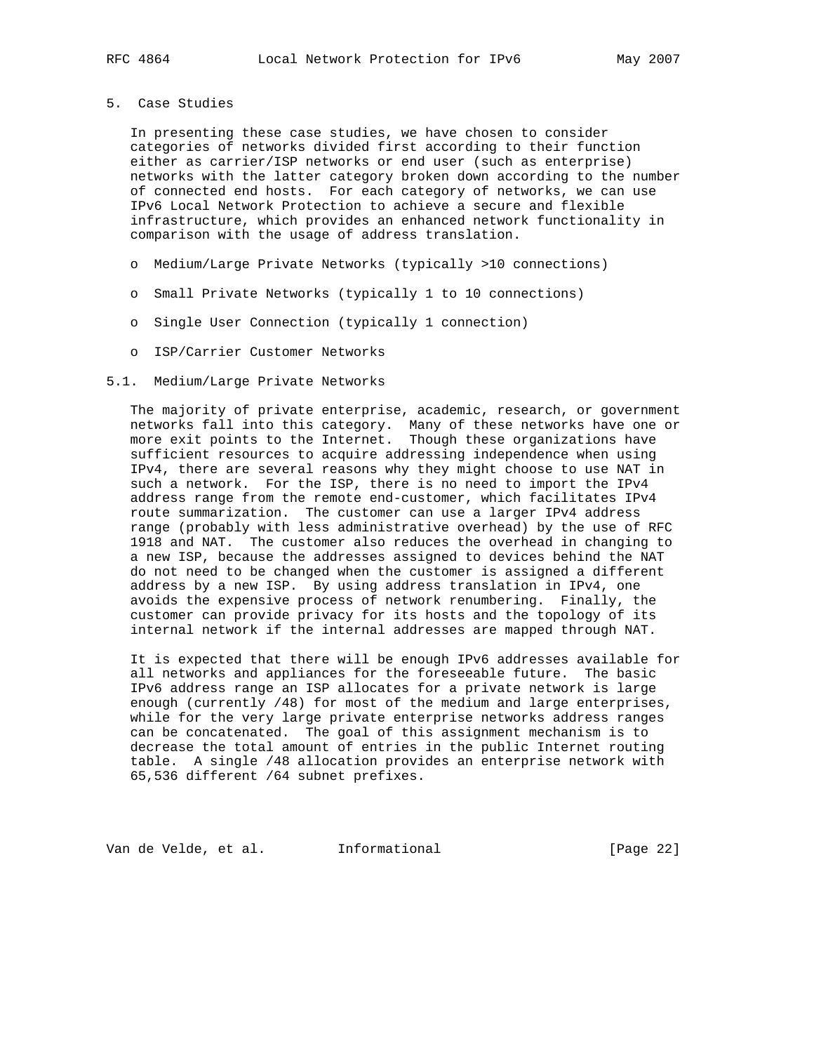## 5. Case Studies

In presenting these case studies, we have chosen to consider categories of networks divided first according to their function either as carrier/ISP networks or end user (such as enterprise) networks with the latter category broken down according to the number of connected end hosts. For each category of networks, we can use IPv6 Local Network Protection to achieve a secure and flexible infrastructure, which provides an enhanced network functionality in comparison with the usage of address translation.

- Medium/Large Private Networks (typically >10 connections)
- Small Private Networks (typically 1 to 10 connections)
- Single User Connection (typically 1 connection)
- ISP/Carrier Customer Networks

### 5.1. Medium/Large Private Networks

The majority of private enterprise, academic, research, or government networks fall into this category. Many of these networks have one or more exit points to the Internet. Though these organizations have sufficient resources to acquire addressing independence when using IPv4, there are several reasons why they might choose to use NAT in such a network. For the ISP, there is no need to import the IPv4 address range from the remote end-customer, which facilitates IPv4 route summarization. The customer can use a larger IPv4 address range (probably with less administrative overhead) by the use of RFC 1918 and NAT. The customer also reduces the overhead in changing to a new ISP, because the addresses assigned to devices behind the NAT do not need to be changed when the customer is assigned a different address by a new ISP. By using address translation in IPv4, one avoids the expensive process of network renumbering. Finally, the customer can provide privacy for its hosts and the topology of its internal network if the internal addresses are mapped through NAT.

It is expected that there will be enough IPv6 addresses available for all networks and appliances for the foreseeable future. The basic IPv6 address range an ISP allocates for a private network is large enough (currently /48) for most of the medium and large enterprises, while for the very large private enterprise networks address ranges can be concatenated. The goal of this assignment mechanism is to decrease the total amount of entries in the public Internet routing table. A single /48 allocation provides an enterprise network with 65,536 different /64 subnet prefixes.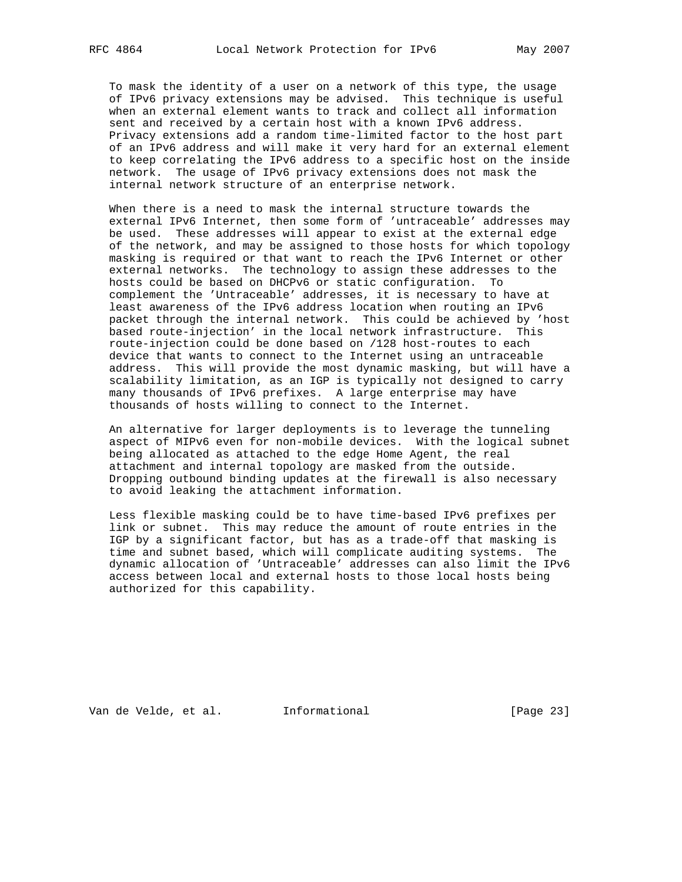To mask the identity of a user on a network of this type, the usage of IPv6 privacy extensions may be advised. This technique is useful when an external element wants to track and collect all information sent and received by a certain host with a known IPv6 address. Privacy extensions add a random time-limited factor to the host part of an IPv6 address and will make it very hard for an external element to keep correlating the IPv6 address to a specific host on the inside network. The usage of IPv6 privacy extensions does not mask the internal network structure of an enterprise network.

When there is a need to mask the internal structure towards the external IPv6 Internet, then some form of 'untraceable' addresses may be used. These addresses will appear to exist at the external edge of the network, and may be assigned to those hosts for which topology masking is required or that want to reach the IPv6 Internet or other external networks. The technology to assign these addresses to the hosts could be based on DHCPv6 or static configuration. To complement the 'Untraceable' addresses, it is necessary to have at least awareness of the IPv6 address location when routing an IPv6 packet through the internal network. This could be achieved by 'host based route-injection' in the local network infrastructure. This route-injection could be done based on /128 host-routes to each device that wants to connect to the Internet using an untraceable address. This will provide the most dynamic masking, but will have a scalability limitation, as an IGP is typically not designed to carry many thousands of IPv6 prefixes. A large enterprise may have thousands of hosts willing to connect to the Internet.

An alternative for larger deployments is to leverage the tunneling aspect of MIPv6 even for non-mobile devices. With the logical subnet being allocated as attached to the edge Home Agent, the real attachment and internal topology are masked from the outside. Dropping outbound binding updates at the firewall is also necessary to avoid leaking the attachment information.

Less flexible masking could be to have time-based IPv6 prefixes per link or subnet. This may reduce the amount of route entries in the IGP by a significant factor, but has as a trade-off that masking is time and subnet based, which will complicate auditing systems. The dynamic allocation of 'Untraceable' addresses can also limit the IPv6 access between local and external hosts to those local hosts being authorized for this capability.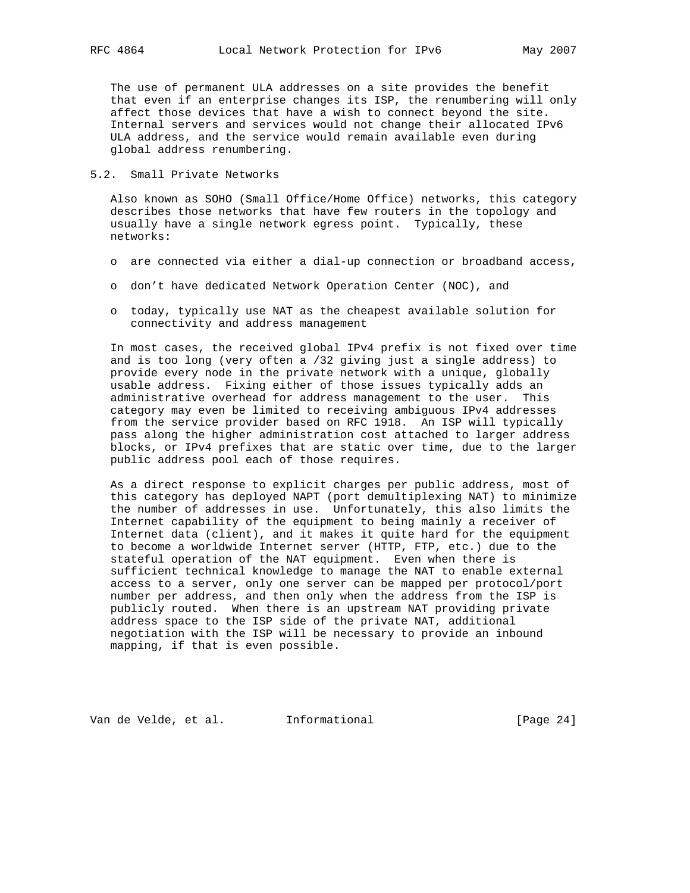The use of permanent ULA addresses on a site provides the benefit that even if an enterprise changes its ISP, the renumbering will only affect those devices that have a wish to connect beyond the site. Internal servers and services would not change their allocated IPv6 ULA address, and the service would remain available even during global address renumbering.

### 5.2. Small Private Networks

Also known as SOHO (Small Office/Home Office) networks, this category describes those networks that have few routers in the topology and usually have a single network egress point. Typically, these networks:

- are connected via either a dial-up connection or broadband access,
- don't have dedicated Network Operation Center (NOC), and
- today, typically use NAT as the cheapest available solution for connectivity and address management

In most cases, the received global IPv4 prefix is not fixed over time and is too long (very often a /32 giving just a single address) to provide every node in the private network with a unique, globally usable address. Fixing either of those issues typically adds an administrative overhead for address management to the user. This category may even be limited to receiving ambiguous IPv4 addresses from the service provider based on RFC 1918. An ISP will typically pass along the higher administration cost attached to larger address blocks, or IPv4 prefixes that are static over time, due to the larger public address pool each of those requires.

As a direct response to explicit charges per public address, most of this category has deployed NAPT (port demultiplexing NAT) to minimize the number of addresses in use. Unfortunately, this also limits the Internet capability of the equipment to being mainly a receiver of Internet data (client), and it makes it quite hard for the equipment to become a worldwide Internet server (HTTP, FTP, etc.) due to the stateful operation of the NAT equipment. Even when there is sufficient technical knowledge to manage the NAT to enable external access to a server, only one server can be mapped per protocol/port number per address, and then only when the address from the ISP is publicly routed. When there is an upstream NAT providing private address space to the ISP side of the private NAT, additional negotiation with the ISP will be necessary to provide an inbound mapping, if that is even possible.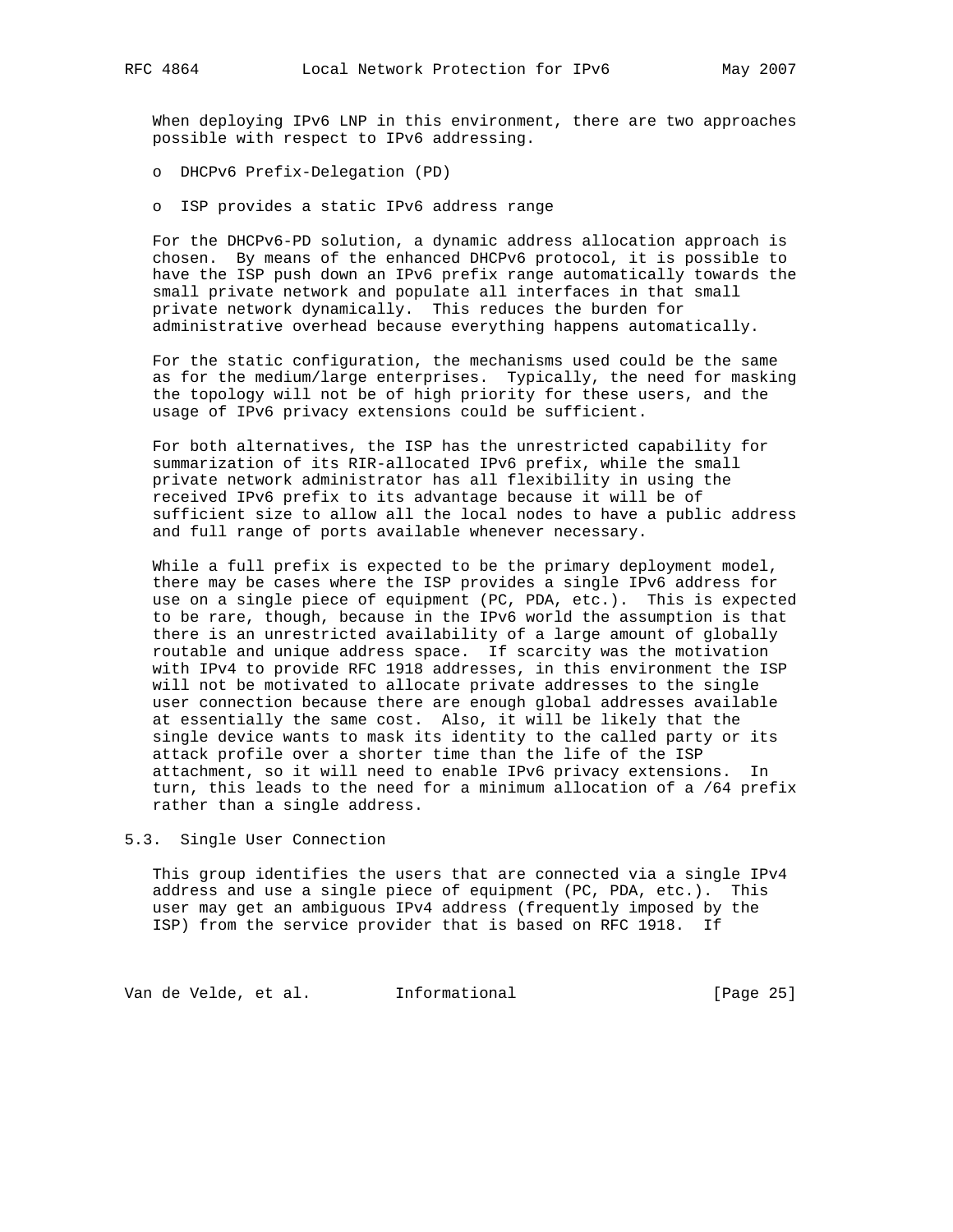When deploying IPv6 LNP in this environment, there are two approaches possible with respect to IPv6 addressing.

- DHCPv6 Prefix-Delegation (PD)
- ISP provides a static IPv6 address range

For the DHCPv6-PD solution, a dynamic address allocation approach is chosen. By means of the enhanced DHCPv6 protocol, it is possible to have the ISP push down an IPv6 prefix range automatically towards the small private network and populate all interfaces in that small private network dynamically. This reduces the burden for administrative overhead because everything happens automatically.

For the static configuration, the mechanisms used could be the same as for the medium/large enterprises. Typically, the need for masking the topology will not be of high priority for these users, and the usage of IPv6 privacy extensions could be sufficient.

For both alternatives, the ISP has the unrestricted capability for summarization of its RIR-allocated IPv6 prefix, while the small private network administrator has all flexibility in using the received IPv6 prefix to its advantage because it will be of sufficient size to allow all the local nodes to have a public address and full range of ports available whenever necessary.

While a full prefix is expected to be the primary deployment model, there may be cases where the ISP provides a single IPv6 address for use on a single piece of equipment (PC, PDA, etc.). This is expected to be rare, though, because in the IPv6 world the assumption is that there is an unrestricted availability of a large amount of globally routable and unique address space. If scarcity was the motivation with IPv4 to provide RFC 1918 addresses, in this environment the ISP will not be motivated to allocate private addresses to the single user connection because there are enough global addresses available at essentially the same cost. Also, it will be likely that the single device wants to mask its identity to the called party or its attack profile over a shorter time than the life of the ISP attachment, so it will need to enable IPv6 privacy extensions. In turn, this leads to the need for a minimum allocation of a /64 prefix rather than a single address.

## 5.3. Single User Connection

This group identifies the users that are connected via a single IPv4 address and use a single piece of equipment (PC, PDA, etc.). This user may get an ambiguous IPv4 address (frequently imposed by the ISP) from the service provider that is based on RFC 1918. If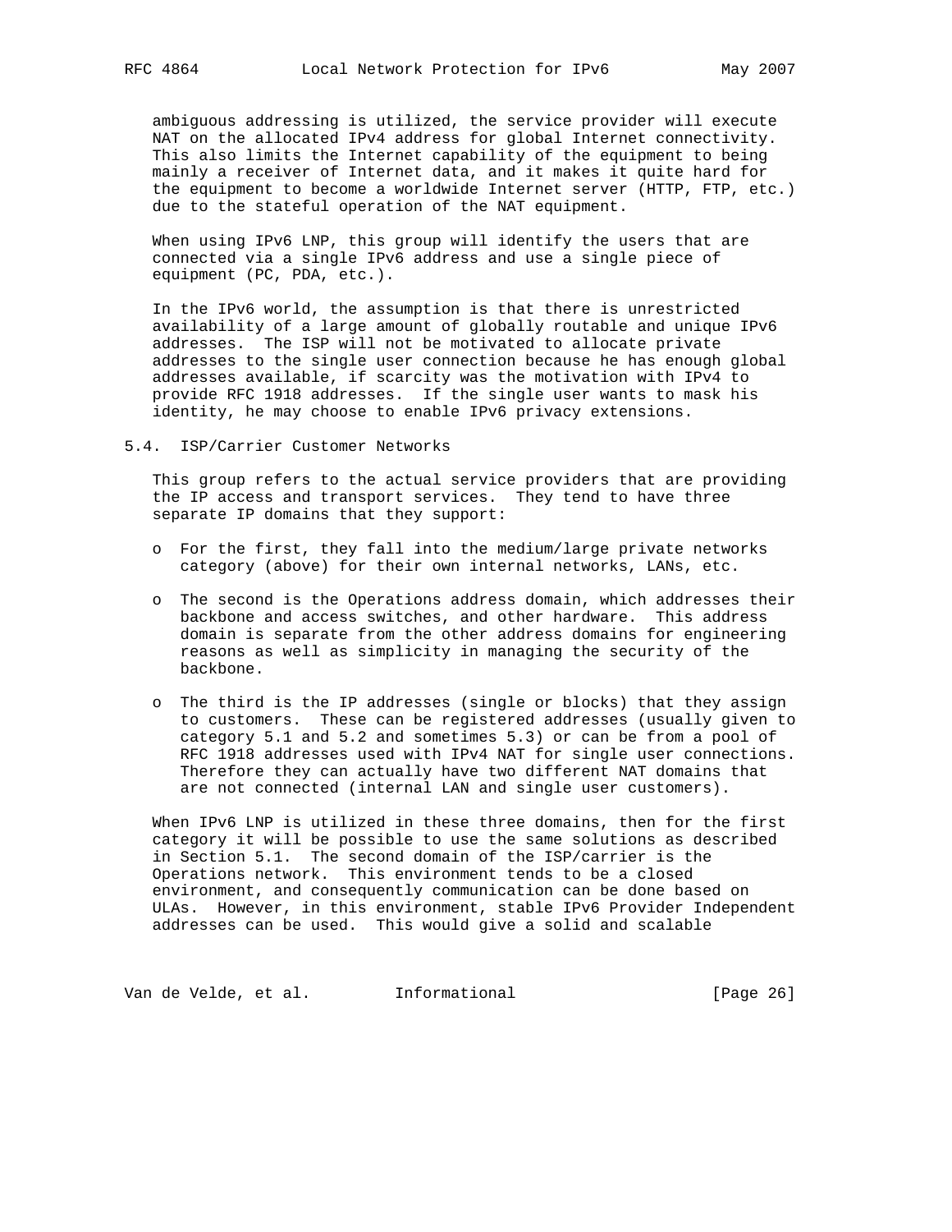ambiguous addressing is utilized, the service provider will execute NAT on the allocated IPv4 address for global Internet connectivity. This also limits the Internet capability of the equipment to being mainly a receiver of Internet data, and it makes it quite hard for the equipment to become a worldwide Internet server (HTTP, FTP, etc.) due to the stateful operation of the NAT equipment.

When using IPv6 LNP, this group will identify the users that are connected via a single IPv6 address and use a single piece of equipment (PC, PDA, etc.).

In the IPv6 world, the assumption is that there is unrestricted availability of a large amount of globally routable and unique IPv6 addresses. The ISP will not be motivated to allocate private addresses to the single user connection because he has enough global addresses available, if scarcity was the motivation with IPv4 to provide RFC 1918 addresses. If the single user wants to mask his identity, he may choose to enable IPv6 privacy extensions.

## 5.4. ISP/Carrier Customer Networks

This group refers to the actual service providers that are providing the IP access and transport services. They tend to have three separate IP domains that they support:

- For the first, they fall into the medium/large private networks category (above) for their own internal networks, LANs, etc.
- The second is the Operations address domain, which addresses their backbone and access switches, and other hardware. This address domain is separate from the other address domains for engineering reasons as well as simplicity in managing the security of the backbone.
- The third is the IP addresses (single or blocks) that they assign to customers. These can be registered addresses (usually given to category 5.1 and 5.2 and sometimes 5.3) or can be from a pool of RFC 1918 addresses used with IPv4 NAT for single user connections. Therefore they can actually have two different NAT domains that are not connected (internal LAN and single user customers).

When IPv6 LNP is utilized in these three domains, then for the first category it will be possible to use the same solutions as described in Section 5.1. The second domain of the ISP/carrier is the Operations network. This environment tends to be a closed environment, and consequently communication can be done based on ULAs. However, in this environment, stable IPv6 Provider Independent addresses can be used. This would give a solid and scalable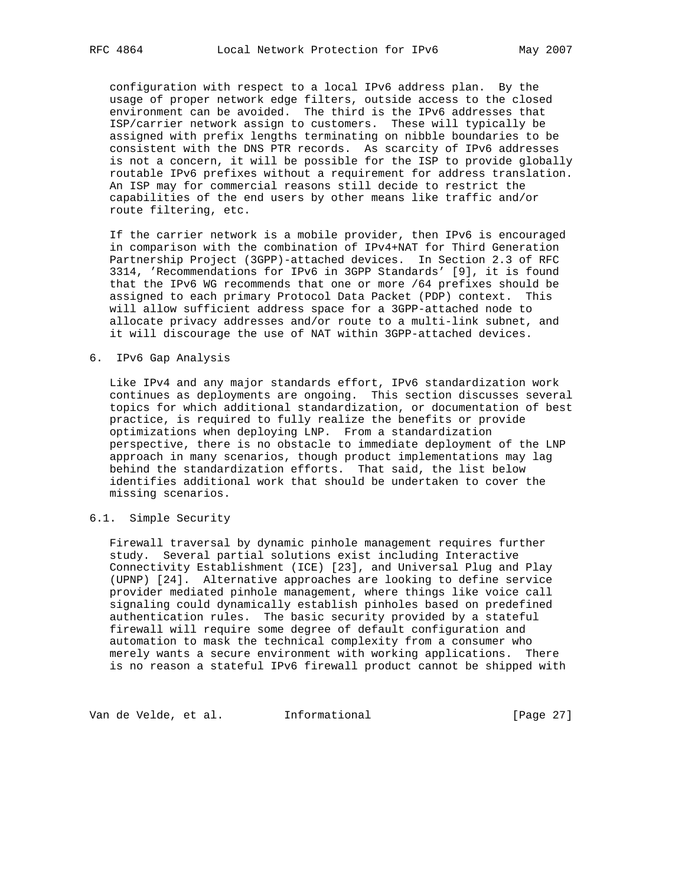configuration with respect to a local IPv6 address plan. By the usage of proper network edge filters, outside access to the closed environment can be avoided. The third is the IPv6 addresses that ISP/carrier network assign to customers. These will typically be assigned with prefix lengths terminating on nibble boundaries to be consistent with the DNS PTR records. As scarcity of IPv6 addresses is not a concern, it will be possible for the ISP to provide globally routable IPv6 prefixes without a requirement for address translation. An ISP may for commercial reasons still decide to restrict the capabilities of the end users by other means like traffic and/or route filtering, etc.

If the carrier network is a mobile provider, then IPv6 is encouraged in comparison with the combination of IPv4+NAT for Third Generation Partnership Project (3GPP)-attached devices. In Section 2.3 of RFC 3314, 'Recommendations for IPv6 in 3GPP Standards' [9], it is found that the IPv6 WG recommends that one or more /64 prefixes should be assigned to each primary Protocol Data Packet (PDP) context. This will allow sufficient address space for a 3GPP-attached node to allocate privacy addresses and/or route to a multi-link subnet, and it will discourage the use of NAT within 3GPP-attached devices.

## 6. IPv6 Gap Analysis

Like IPv4 and any major standards effort, IPv6 standardization work continues as deployments are ongoing. This section discusses several topics for which additional standardization, or documentation of best practice, is required to fully realize the benefits or provide optimizations when deploying LNP. From a standardization perspective, there is no obstacle to immediate deployment of the LNP approach in many scenarios, though product implementations may lag behind the standardization efforts. That said, the list below identifies additional work that should be undertaken to cover the missing scenarios.

### 6.1. Simple Security

Firewall traversal by dynamic pinhole management requires further study. Several partial solutions exist including Interactive Connectivity Establishment (ICE) [23], and Universal Plug and Play (UPNP) [24]. Alternative approaches are looking to define service provider mediated pinhole management, where things like voice call signaling could dynamically establish pinholes based on predefined authentication rules. The basic security provided by a stateful firewall will require some degree of default configuration and automation to mask the technical complexity from a consumer who merely wants a secure environment with working applications. There is no reason a stateful IPv6 firewall product cannot be shipped with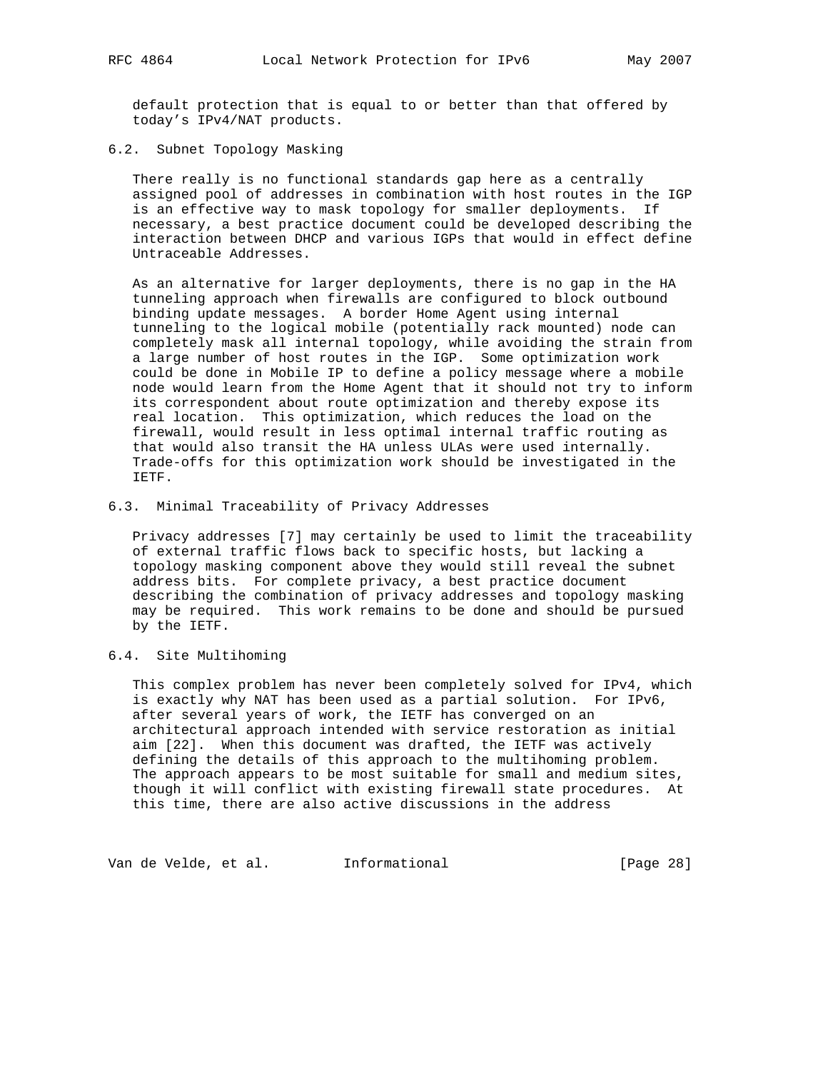default protection that is equal to or better than that offered by today's IPv4/NAT products.

### 6.2. Subnet Topology Masking

There really is no functional standards gap here as a centrally assigned pool of addresses in combination with host routes in the IGP is an effective way to mask topology for smaller deployments. If necessary, a best practice document could be developed describing the interaction between DHCP and various IGPs that would in effect define Untraceable Addresses.

As an alternative for larger deployments, there is no gap in the HA tunneling approach when firewalls are configured to block outbound binding update messages. A border Home Agent using internal tunneling to the logical mobile (potentially rack mounted) node can completely mask all internal topology, while avoiding the strain from a large number of host routes in the IGP. Some optimization work could be done in Mobile IP to define a policy message where a mobile node would learn from the Home Agent that it should not try to inform its correspondent about route optimization and thereby expose its real location. This optimization, which reduces the load on the firewall, would result in less optimal internal traffic routing as that would also transit the HA unless ULAs were used internally. Trade-offs for this optimization work should be investigated in the IETF.

### 6.3. Minimal Traceability of Privacy Addresses

Privacy addresses [7] may certainly be used to limit the traceability of external traffic flows back to specific hosts, but lacking a topology masking component above they would still reveal the subnet address bits. For complete privacy, a best practice document describing the combination of privacy addresses and topology masking may be required. This work remains to be done and should be pursued by the IETF.

### 6.4. Site Multihoming

This complex problem has never been completely solved for IPv4, which is exactly why NAT has been used as a partial solution. For IPv6, after several years of work, the IETF has converged on an architectural approach intended with service restoration as initial aim [22]. When this document was drafted, the IETF was actively defining the details of this approach to the multihoming problem. The approach appears to be most suitable for small and medium sites, though it will conflict with existing firewall state procedures. At this time, there are also active discussions in the address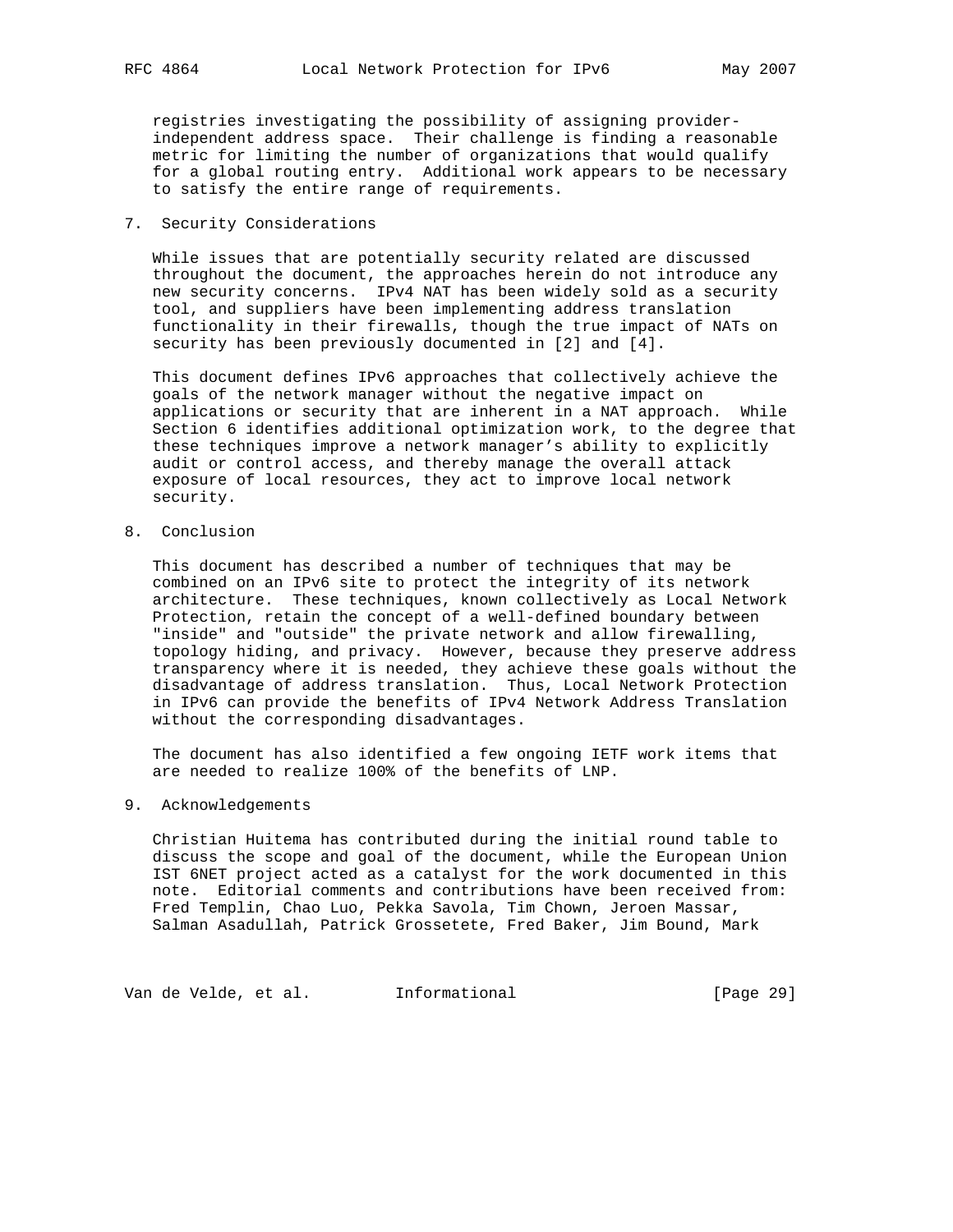registries investigating the possibility of assigning provider-independent address space. Their challenge is finding a reasonable metric for limiting the number of organizations that would qualify for a global routing entry. Additional work appears to be necessary to satisfy the entire range of requirements.

## 7. Security Considerations

While issues that are potentially security related are discussed throughout the document, the approaches herein do not introduce any new security concerns. IPv4 NAT has been widely sold as a security tool, and suppliers have been implementing address translation functionality in their firewalls, though the true impact of NATs on security has been previously documented in [2] and [4].

This document defines IPv6 approaches that collectively achieve the goals of the network manager without the negative impact on applications or security that are inherent in a NAT approach. While Section 6 identifies additional optimization work, to the degree that these techniques improve a network manager's ability to explicitly audit or control access, and thereby manage the overall attack exposure of local resources, they act to improve local network security.

## 8. Conclusion

This document has described a number of techniques that may be combined on an IPv6 site to protect the integrity of its network architecture. These techniques, known collectively as Local Network Protection, retain the concept of a well-defined boundary between "inside" and "outside" the private network and allow firewalling, topology hiding, and privacy. However, because they preserve address transparency where it is needed, they achieve these goals without the disadvantage of address translation. Thus, Local Network Protection in IPv6 can provide the benefits of IPv4 Network Address Translation without the corresponding disadvantages.

The document has also identified a few ongoing IETF work items that are needed to realize 100% of the benefits of LNP.

## 9. Acknowledgements

Christian Huitema has contributed during the initial round table to discuss the scope and goal of the document, while the European Union IST 6NET project acted as a catalyst for the work documented in this note. Editorial comments and contributions have been received from: Fred Templin, Chao Luo, Pekka Savola, Tim Chown, Jeroen Massar, Salman Asadullah, Patrick Grossetete, Fred Baker, Jim Bound, Mark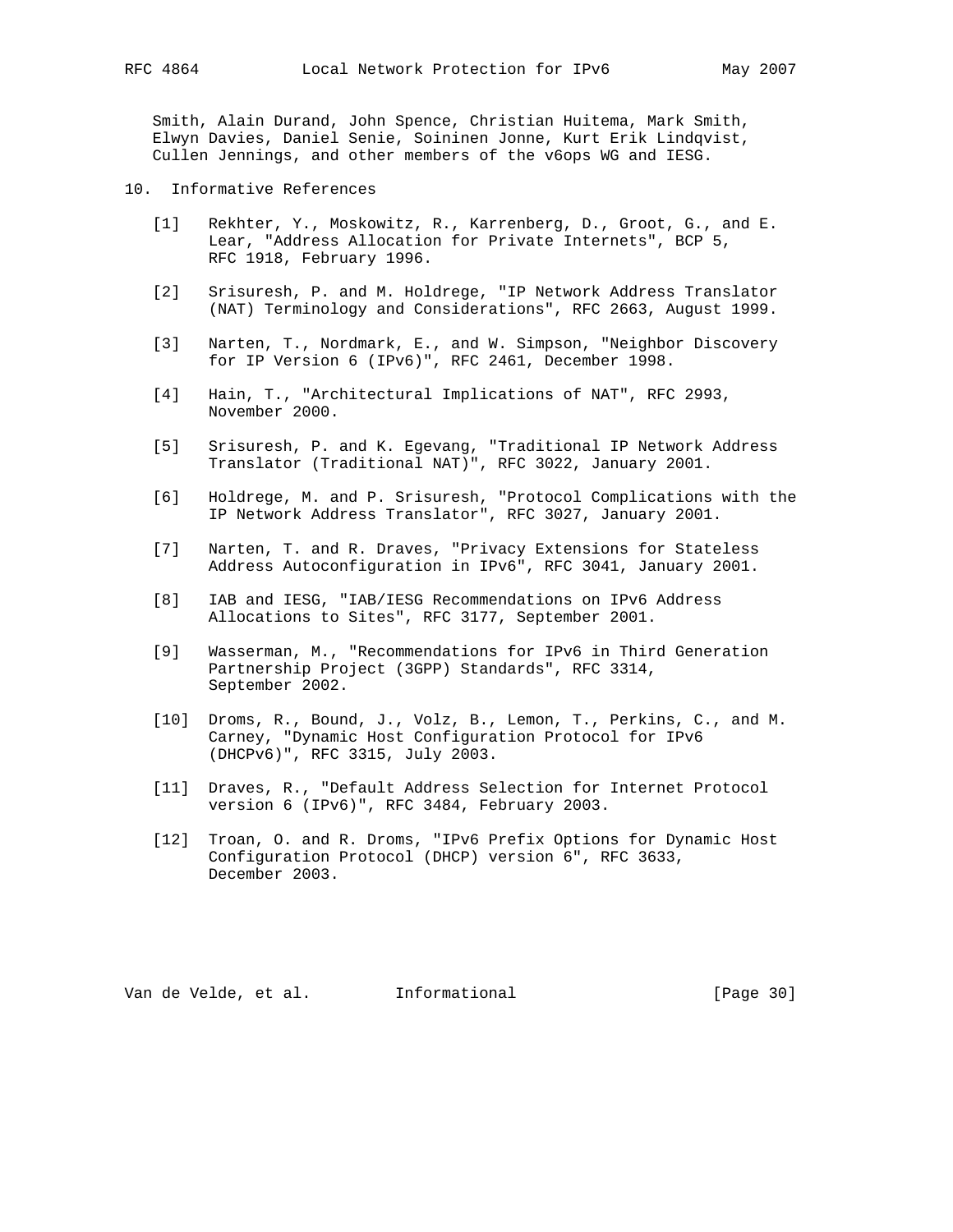Smith, Alain Durand, John Spence, Christian Huitema, Mark Smith, Elwyn Davies, Daniel Senie, Soininen Jonne, Kurt Erik Lindqvist, Cullen Jennings, and other members of the v6ops WG and IESG.

## 10. Informative References

[1] Rekhter, Y., Moskowitz, R., Karrenberg, D., Groot, G., and E. Lear, "Address Allocation for Private Internets", BCP 5, RFC 1918, February 1996.

[2] Srisuresh, P. and M. Holdrege, "IP Network Address Translator (NAT) Terminology and Considerations", RFC 2663, August 1999.

[3] Narten, T., Nordmark, E., and W. Simpson, "Neighbor Discovery for IP Version 6 (IPv6)", RFC 2461, December 1998.

[4] Hain, T., "Architectural Implications of NAT", RFC 2993, November 2000.

[5] Srisuresh, P. and K. Egevang, "Traditional IP Network Address Translator (Traditional NAT)", RFC 3022, January 2001.

[6] Holdrege, M. and P. Srisuresh, "Protocol Complications with the IP Network Address Translator", RFC 3027, January 2001.

[7] Narten, T. and R. Draves, "Privacy Extensions for Stateless Address Autoconfiguration in IPv6", RFC 3041, January 2001.

[8] IAB and IESG, "IAB/IESG Recommendations on IPv6 Address Allocations to Sites", RFC 3177, September 2001.

[9] Wasserman, M., "Recommendations for IPv6 in Third Generation Partnership Project (3GPP) Standards", RFC 3314, September 2002.

[10] Droms, R., Bound, J., Volz, B., Lemon, T., Perkins, C., and M. Carney, "Dynamic Host Configuration Protocol for IPv6 (DHCPv6)", RFC 3315, July 2003.

[11] Draves, R., "Default Address Selection for Internet Protocol version 6 (IPv6)", RFC 3484, February 2003.

[12] Troan, O. and R. Droms, "IPv6 Prefix Options for Dynamic Host Configuration Protocol (DHCP) version 6", RFC 3633, December 2003.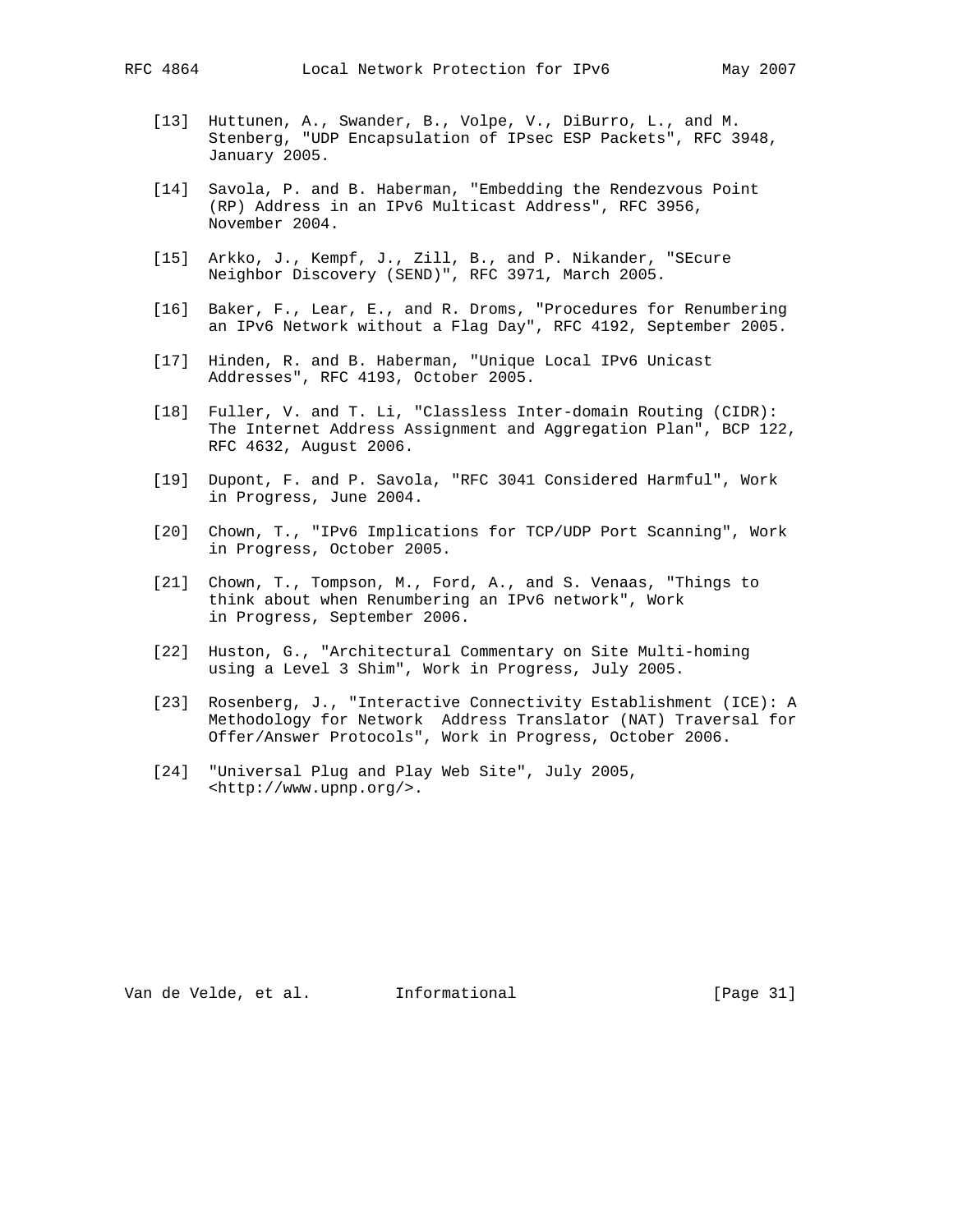[13] Huttunen, A., Swander, B., Volpe, V., DiBurro, L., and M. Stenberg, "UDP Encapsulation of IPsec ESP Packets", RFC 3948, January 2005.

[14] Savola, P. and B. Haberman, "Embedding the Rendezvous Point (RP) Address in an IPv6 Multicast Address", RFC 3956, November 2004.

[15] Arkko, J., Kempf, J., Zill, B., and P. Nikander, "SEcure Neighbor Discovery (SEND)", RFC 3971, March 2005.

[16] Baker, F., Lear, E., and R. Droms, "Procedures for Renumbering an IPv6 Network without a Flag Day", RFC 4192, September 2005.

[17] Hinden, R. and B. Haberman, "Unique Local IPv6 Unicast Addresses", RFC 4193, October 2005.

[18] Fuller, V. and T. Li, "Classless Inter-domain Routing (CIDR): The Internet Address Assignment and Aggregation Plan", BCP 122, RFC 4632, August 2006.

[19] Dupont, F. and P. Savola, "RFC 3041 Considered Harmful", Work in Progress, June 2004.

[20] Chown, T., "IPv6 Implications for TCP/UDP Port Scanning", Work in Progress, October 2005.

[21] Chown, T., Tompson, M., Ford, A., and S. Venaas, "Things to think about when Renumbering an IPv6 network", Work in Progress, September 2006.

[22] Huston, G., "Architectural Commentary on Site Multi-homing using a Level 3 Shim", Work in Progress, July 2005.

[23] Rosenberg, J., "Interactive Connectivity Establishment (ICE): A Methodology for Network Address Translator (NAT) Traversal for Offer/Answer Protocols", Work in Progress, October 2006.

[24] "Universal Plug and Play Web Site", July 2005, <http://www.upnp.org/>.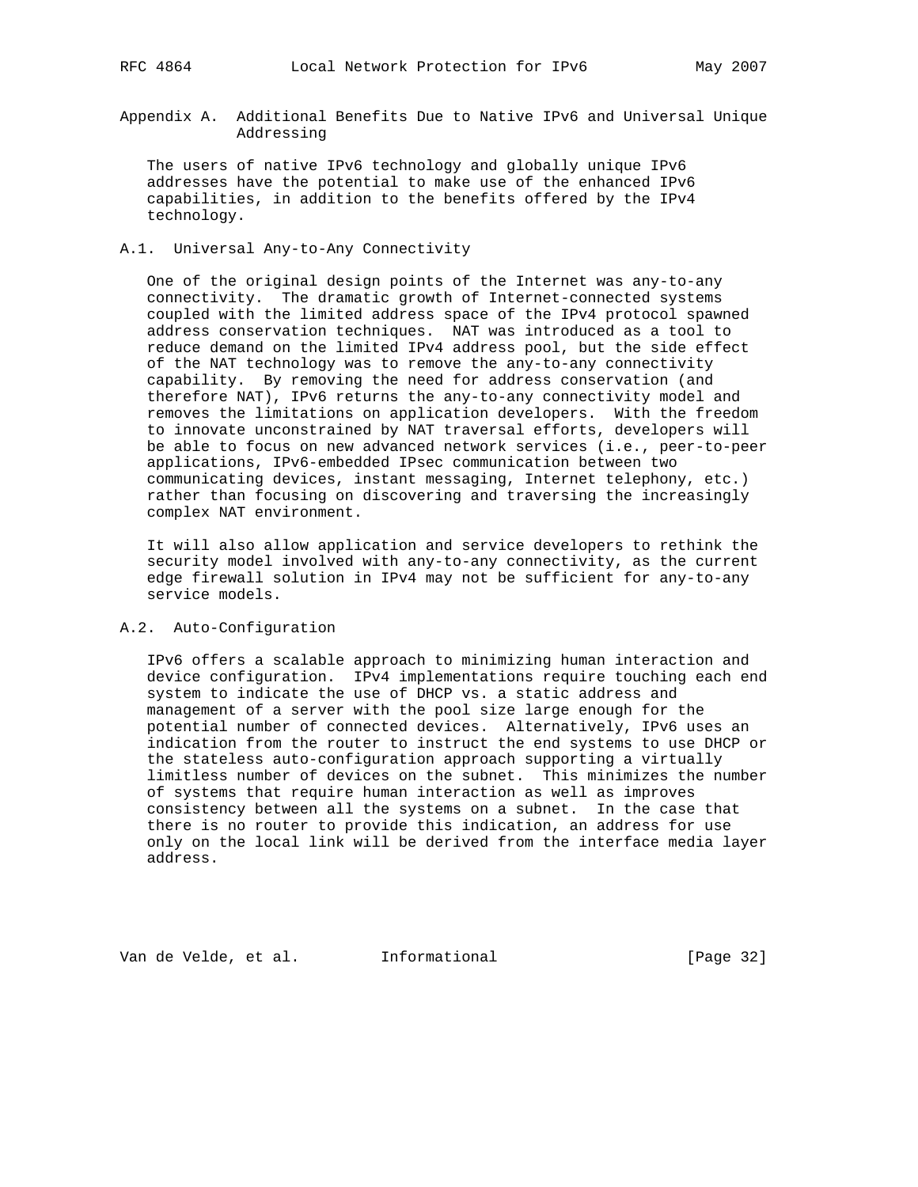## Appendix A. Additional Benefits Due to Native IPv6 and Universal Unique Addressing

The users of native IPv6 technology and globally unique IPv6 addresses have the potential to make use of the enhanced IPv6 capabilities, in addition to the benefits offered by the IPv4 technology.

### A.1. Universal Any-to-Any Connectivity

One of the original design points of the Internet was any-to-any connectivity. The dramatic growth of Internet-connected systems coupled with the limited address space of the IPv4 protocol spawned address conservation techniques. NAT was introduced as a tool to reduce demand on the limited IPv4 address pool, but the side effect of the NAT technology was to remove the any-to-any connectivity capability. By removing the need for address conservation (and therefore NAT), IPv6 returns the any-to-any connectivity model and removes the limitations on application developers. With the freedom to innovate unconstrained by NAT traversal efforts, developers will be able to focus on new advanced network services (i.e., peer-to-peer applications, IPv6-embedded IPsec communication between two communicating devices, instant messaging, Internet telephony, etc.) rather than focusing on discovering and traversing the increasingly complex NAT environment.

It will also allow application and service developers to rethink the security model involved with any-to-any connectivity, as the current edge firewall solution in IPv4 may not be sufficient for any-to-any service models.

### A.2. Auto-Configuration

IPv6 offers a scalable approach to minimizing human interaction and device configuration. IPv4 implementations require touching each end system to indicate the use of DHCP vs. a static address and management of a server with the pool size large enough for the potential number of connected devices. Alternatively, IPv6 uses an indication from the router to instruct the end systems to use DHCP or the stateless auto-configuration approach supporting a virtually limitless number of devices on the subnet. This minimizes the number of systems that require human interaction as well as improves consistency between all the systems on a subnet. In the case that there is no router to provide this indication, an address for use only on the local link will be derived from the interface media layer address.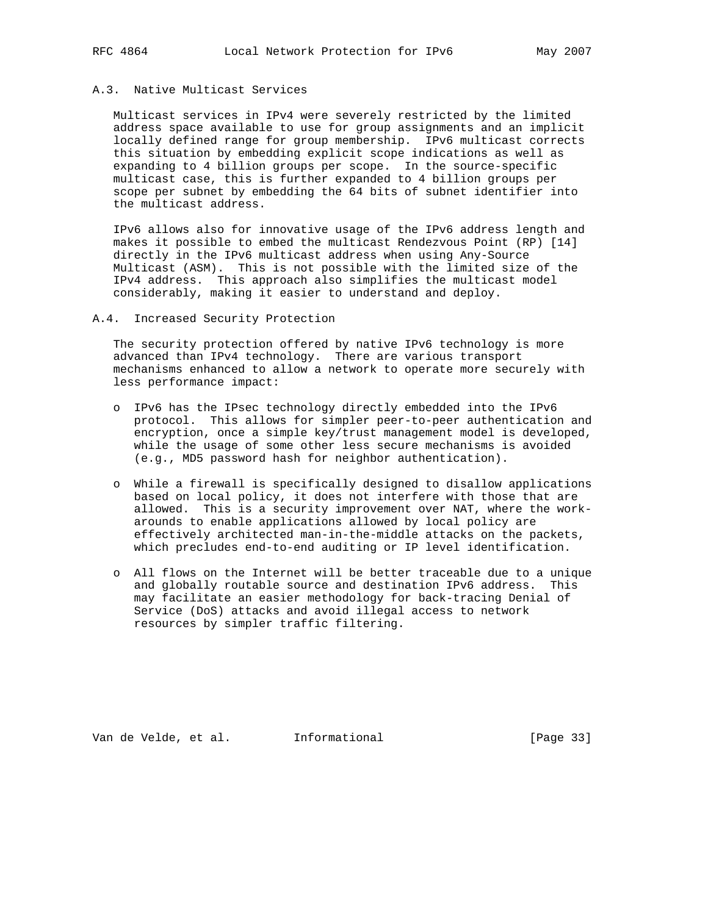### A.3. Native Multicast Services

Multicast services in IPv4 were severely restricted by the limited address space available to use for group assignments and an implicit locally defined range for group membership. IPv6 multicast corrects this situation by embedding explicit scope indications as well as expanding to 4 billion groups per scope. In the source-specific multicast case, this is further expanded to 4 billion groups per scope per subnet by embedding the 64 bits of subnet identifier into the multicast address.

IPv6 allows also for innovative usage of the IPv6 address length and makes it possible to embed the multicast Rendezvous Point (RP) [14] directly in the IPv6 multicast address when using Any-Source Multicast (ASM). This is not possible with the limited size of the IPv4 address. This approach also simplifies the multicast model considerably, making it easier to understand and deploy.

### A.4. Increased Security Protection

The security protection offered by native IPv6 technology is more advanced than IPv4 technology. There are various transport mechanisms enhanced to allow a network to operate more securely with less performance impact:

- IPv6 has the IPsec technology directly embedded into the IPv6 protocol. This allows for simpler peer-to-peer authentication and encryption, once a simple key/trust management model is developed, while the usage of some other less secure mechanisms is avoided (e.g., MD5 password hash for neighbor authentication).

- While a firewall is specifically designed to disallow applications based on local policy, it does not interfere with those that are allowed. This is a security improvement over NAT, where the work-arounds to enable applications allowed by local policy are effectively architected man-in-the-middle attacks on the packets, which precludes end-to-end auditing or IP level identification.

- All flows on the Internet will be better traceable due to a unique and globally routable source and destination IPv6 address. This may facilitate an easier methodology for back-tracing Denial of Service (DoS) attacks and avoid illegal access to network resources by simpler traffic filtering.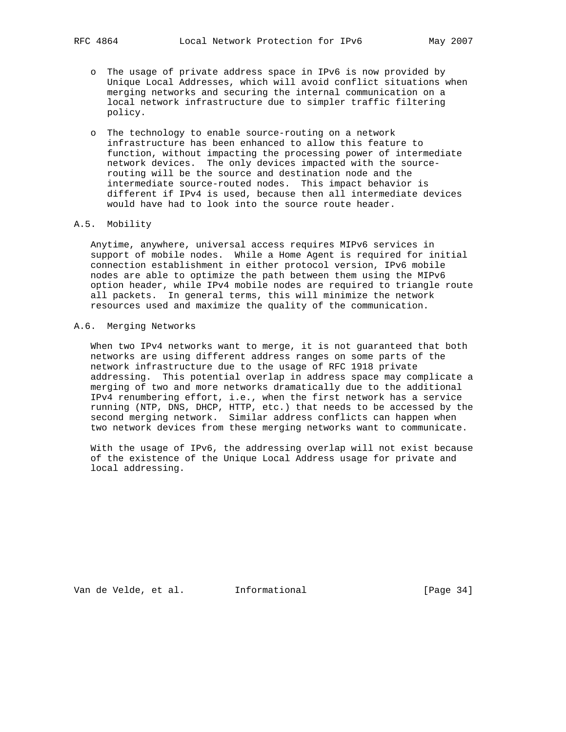- The usage of private address space in IPv6 is now provided by Unique Local Addresses, which will avoid conflict situations when merging networks and securing the internal communication on a local network infrastructure due to simpler traffic filtering policy.

- The technology to enable source-routing on a network infrastructure has been enhanced to allow this feature to function, without impacting the processing power of intermediate network devices. The only devices impacted with the source-routing will be the source and destination node and the intermediate source-routed nodes. This impact behavior is different if IPv4 is used, because then all intermediate devices would have had to look into the source route header.

### A.5. Mobility

Anytime, anywhere, universal access requires MIPv6 services in support of mobile nodes. While a Home Agent is required for initial connection establishment in either protocol version, IPv6 mobile nodes are able to optimize the path between them using the MIPv6 option header, while IPv4 mobile nodes are required to triangle route all packets. In general terms, this will minimize the network resources used and maximize the quality of the communication.

### A.6. Merging Networks

When two IPv4 networks want to merge, it is not guaranteed that both networks are using different address ranges on some parts of the network infrastructure due to the usage of RFC 1918 private addressing. This potential overlap in address space may complicate a merging of two and more networks dramatically due to the additional IPv4 renumbering effort, i.e., when the first network has a service running (NTP, DNS, DHCP, HTTP, etc.) that needs to be accessed by the second merging network. Similar address conflicts can happen when two network devices from these merging networks want to communicate.

With the usage of IPv6, the addressing overlap will not exist because of the existence of the Unique Local Address usage for private and local addressing.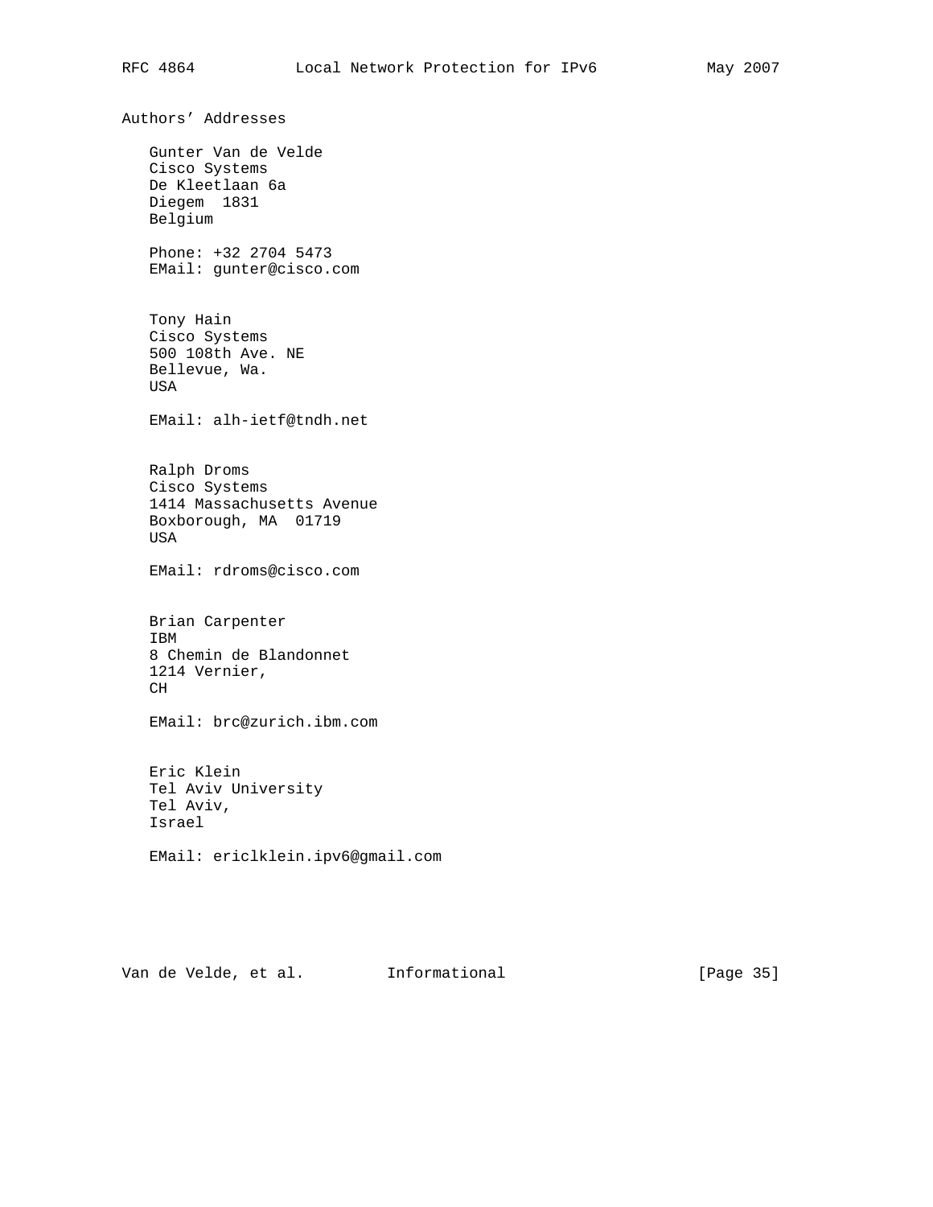## Authors' Addresses

Gunter Van de Velde
Cisco Systems
De Kleetlaan 6a
Diegem 1831
Belgium

Phone: +32 2704 5473
EMail: gunter@cisco.com

Tony Hain
Cisco Systems
500 108th Ave. NE
Bellevue, Wa.
USA

EMail: alh-ietf@tndh.net

Ralph Droms
Cisco Systems
1414 Massachusetts Avenue
Boxborough, MA 01719
USA

EMail: rdroms@cisco.com

Brian Carpenter
IBM
8 Chemin de Blandonnet
1214 Vernier,
CH

EMail: brc@zurich.ibm.com

Eric Klein
Tel Aviv University
Tel Aviv,
Israel

EMail: ericlklein.ipv6@gmail.com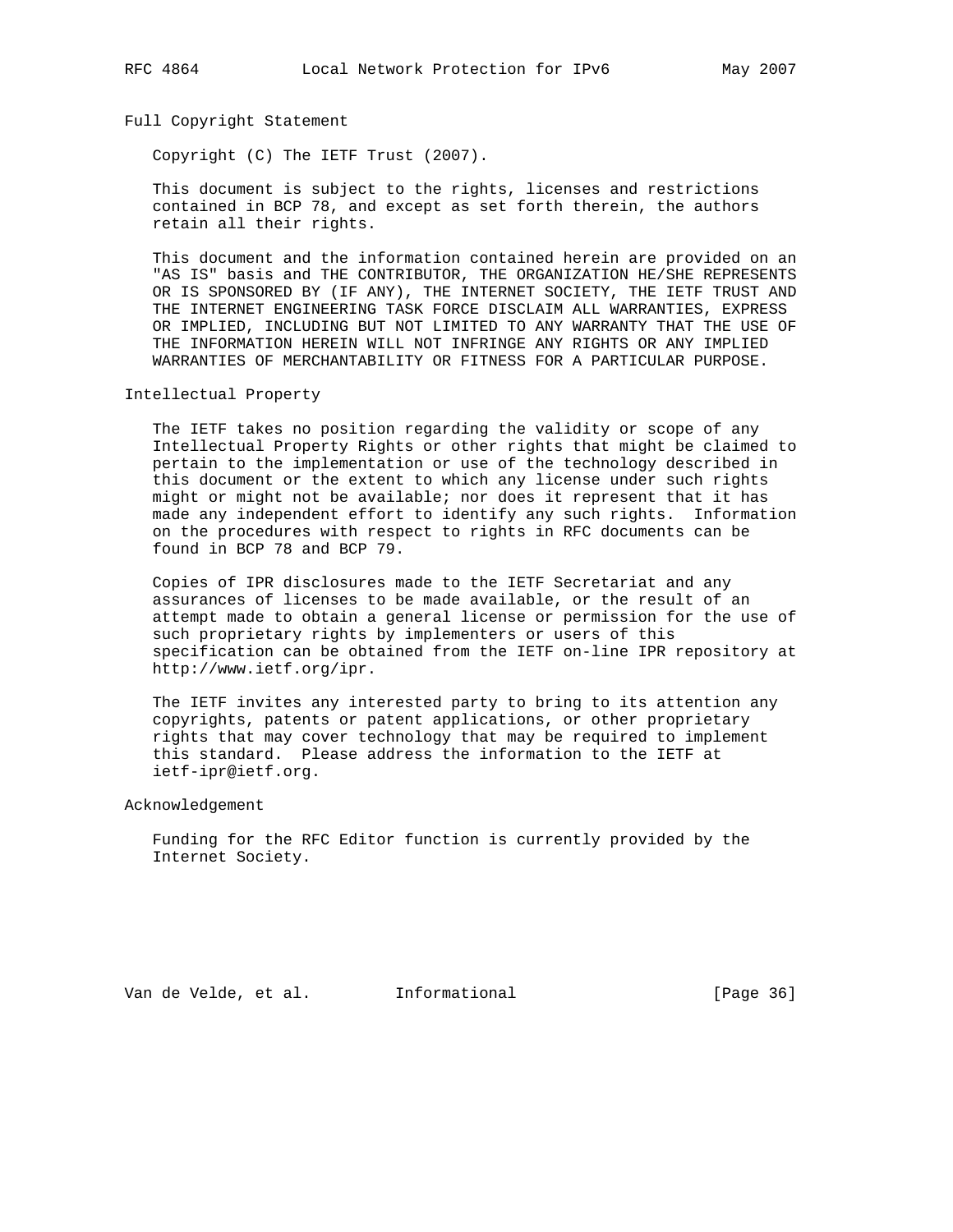## Full Copyright Statement

Copyright (C) The IETF Trust (2007).

This document is subject to the rights, licenses and restrictions contained in BCP 78, and except as set forth therein, the authors retain all their rights.

This document and the information contained herein are provided on an "AS IS" basis and THE CONTRIBUTOR, THE ORGANIZATION HE/SHE REPRESENTS OR IS SPONSORED BY (IF ANY), THE INTERNET SOCIETY, THE IETF TRUST AND THE INTERNET ENGINEERING TASK FORCE DISCLAIM ALL WARRANTIES, EXPRESS OR IMPLIED, INCLUDING BUT NOT LIMITED TO ANY WARRANTY THAT THE USE OF THE INFORMATION HEREIN WILL NOT INFRINGE ANY RIGHTS OR ANY IMPLIED WARRANTIES OF MERCHANTABILITY OR FITNESS FOR A PARTICULAR PURPOSE.

## Intellectual Property

The IETF takes no position regarding the validity or scope of any Intellectual Property Rights or other rights that might be claimed to pertain to the implementation or use of the technology described in this document or the extent to which any license under such rights might or might not be available; nor does it represent that it has made any independent effort to identify any such rights. Information on the procedures with respect to rights in RFC documents can be found in BCP 78 and BCP 79.

Copies of IPR disclosures made to the IETF Secretariat and any assurances of licenses to be made available, or the result of an attempt made to obtain a general license or permission for the use of such proprietary rights by implementers or users of this specification can be obtained from the IETF on-line IPR repository at http://www.ietf.org/ipr.

The IETF invites any interested party to bring to its attention any copyrights, patents or patent applications, or other proprietary rights that may cover technology that may be required to implement this standard. Please address the information to the IETF at ietf-ipr@ietf.org.

## Acknowledgement

Funding for the RFC Editor function is currently provided by the Internet Society.